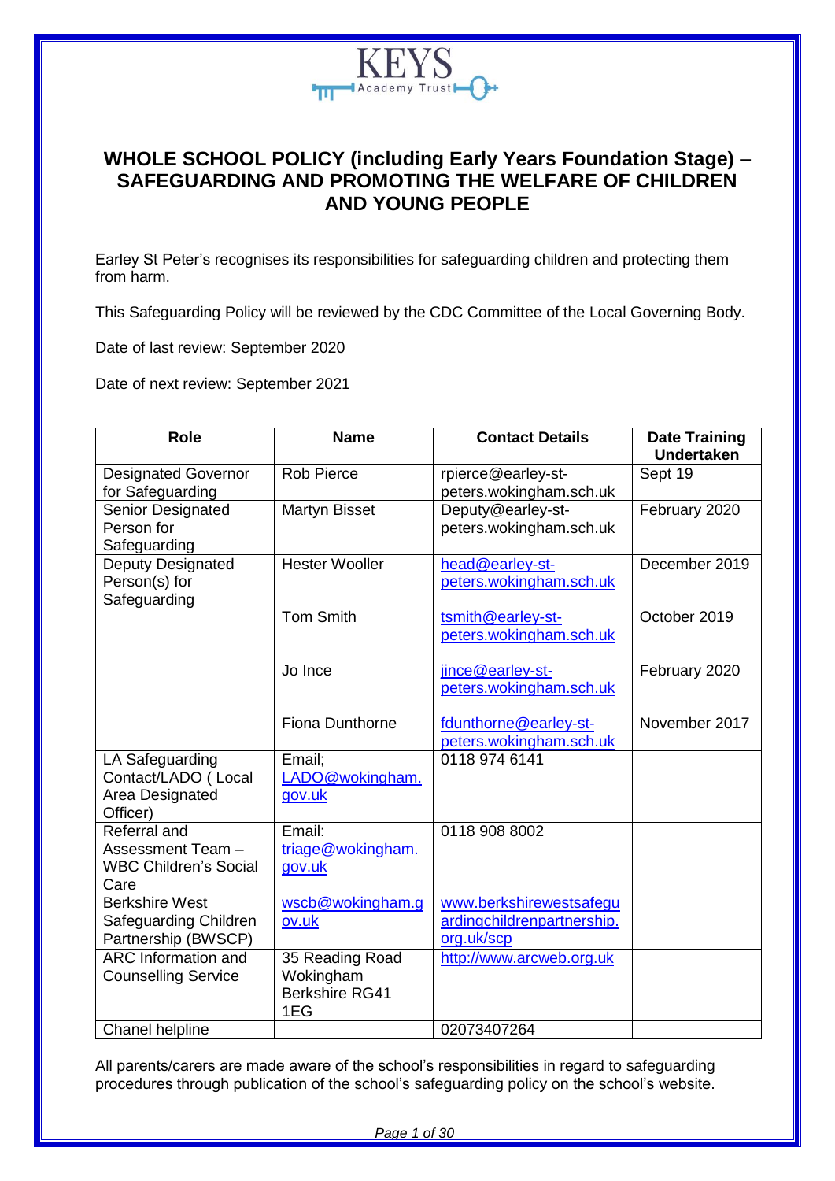KEYS Academy Trust

# WHOLE SCHOOL POLICY (including Early Years Foundation Stage) – SAFEGUARDING AND PROMOTING THE WELFARE OF CHILDREN AND YOUNG PEOPLE

Earley St Peter's recognises its responsibilities for safeguarding children and protecting them from harm.

This Safeguarding Policy will be reviewed by the CDC Committee of the Local Governing Body.

Date of last review: September 2020

Date of next review: September 2021

| Role | Name | Contact Details | Date Training Undertaken |
|---|---|---|---|
| Designated Governor for Safeguarding | Rob Pierce | rpierce@earley-st-peters.wokingham.sch.uk | Sept 19 |
| Senior Designated Person for Safeguarding | Martyn Bisset | Deputy@earley-st-peters.wokingham.sch.uk | February 2020 |
| Deputy Designated Person(s) for Safeguarding | Hester Wooller | head@earley-st-peters.wokingham.sch.uk | December 2019 |
| | Tom Smith | tsmith@earley-st-peters.wokingham.sch.uk | October 2019 |
| | Jo Ince | jince@earley-st-peters.wokingham.sch.uk | February 2020 |
| | Fiona Dunthorne | fdunthorne@earley-st-peters.wokingham.sch.uk | November 2017 |
| LA Safeguarding Contact/LADO ( Local Area Designated Officer) | Email; LADO@wokingham.gov.uk | 0118 974 6141 | |
| Referral and Assessment Team – WBC Children's Social Care | Email: triage@wokingham.gov.uk | 0118 908 8002 | |
| Berkshire West Safeguarding Children Partnership (BWSCP) | wscb@wokingham.gov.uk | www.berkshirewestsafeguardingchildrenpartnership.org.uk/scp | |
| ARC Information and Counselling Service | 35 Reading Road Wokingham Berkshire RG41 1EG | http://www.arcweb.org.uk | |
| Chanel helpline | | 02073407264 | |

All parents/carers are made aware of the school's responsibilities in regard to safeguarding procedures through publication of the school's safeguarding policy on the school's website.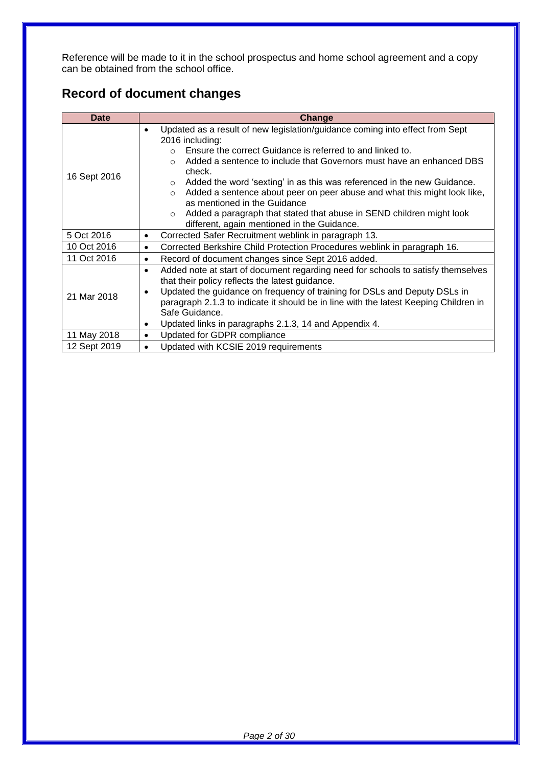Reference will be made to it in the school prospectus and home school agreement and a copy can be obtained from the school office.

## Record of document changes

| Date | Change |
|---|---|
| 16 Sept 2016 | • Updated as a result of new legislation/guidance coming into effect from Sept 2016 including:<br>  ○ Ensure the correct Guidance is referred to and linked to.<br>  ○ Added a sentence to include that Governors must have an enhanced DBS check.<br>  ○ Added the word 'sexting' in as this was referenced in the new Guidance.<br>  ○ Added a sentence about peer on peer abuse and what this might look like, as mentioned in the Guidance<br>  ○ Added a paragraph that stated that abuse in SEND children might look different, again mentioned in the Guidance. |
| 5 Oct 2016 | • Corrected Safer Recruitment weblink in paragraph 13. |
| 10 Oct 2016 | • Corrected Berkshire Child Protection Procedures weblink in paragraph 16. |
| 11 Oct 2016 | • Record of document changes since Sept 2016 added. |
| 21 Mar 2018 | • Added note at start of document regarding need for schools to satisfy themselves that their policy reflects the latest guidance.<br>• Updated the guidance on frequency of training for DSLs and Deputy DSLs in paragraph 2.1.3 to indicate it should be in line with the latest Keeping Children in Safe Guidance.<br>• Updated links in paragraphs 2.1.3, 14 and Appendix 4. |
| 11 May 2018 | • Updated for GDPR compliance |
| 12 Sept 2019 | • Updated with KCSIE 2019 requirements |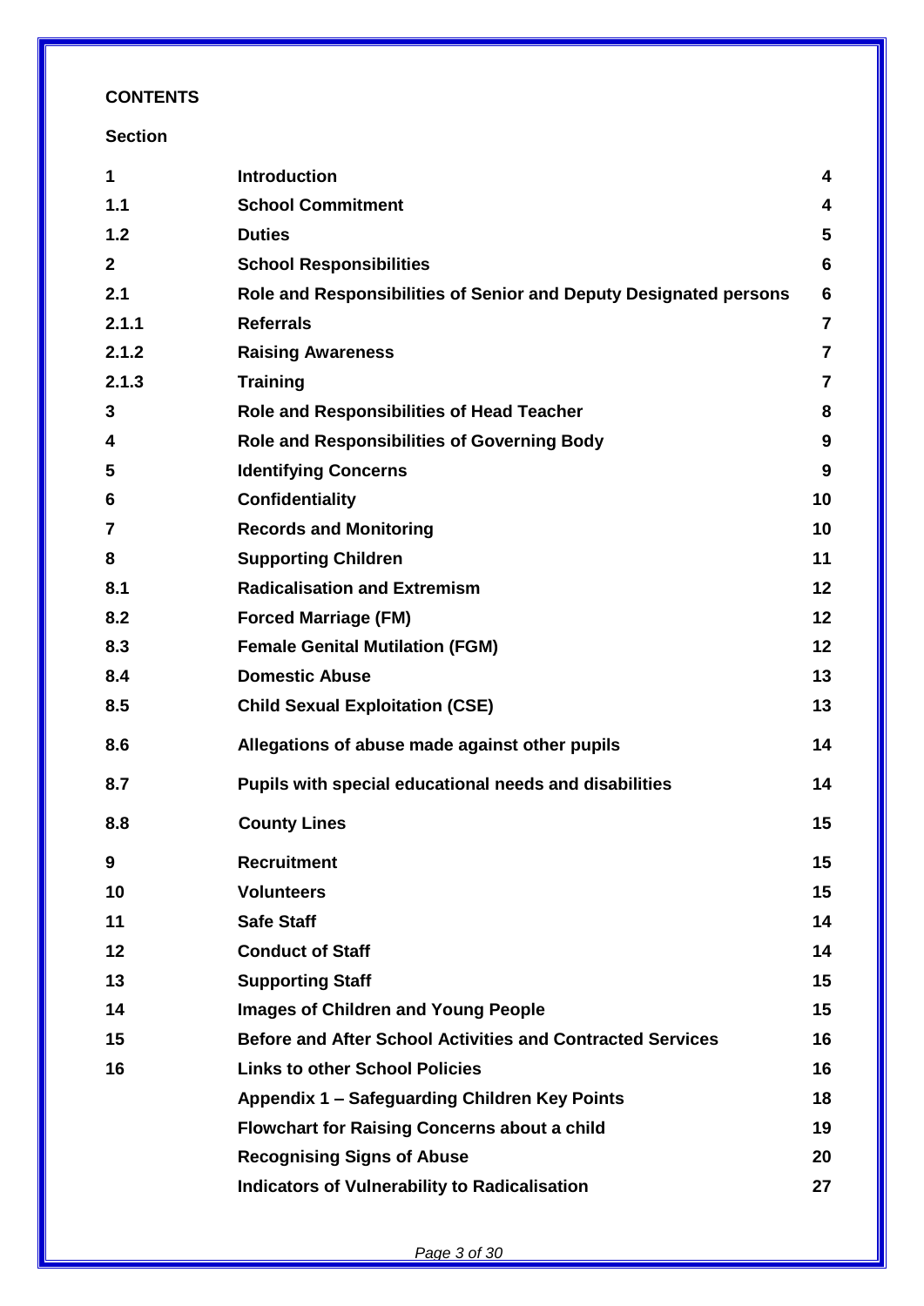**CONTENTS**

**Section**

| | | |
|---|---|---|
| **1** | **Introduction** | **4** |
| **1.1** | **School Commitment** | **4** |
| **1.2** | **Duties** | **5** |
| **2** | **School Responsibilities** | **6** |
| **2.1** | **Role and Responsibilities of Senior and Deputy Designated persons** | **6** |
| **2.1.1** | **Referrals** | **7** |
| **2.1.2** | **Raising Awareness** | **7** |
| **2.1.3** | **Training** | **7** |
| **3** | **Role and Responsibilities of Head Teacher** | **8** |
| **4** | **Role and Responsibilities of Governing Body** | **9** |
| **5** | **Identifying Concerns** | **9** |
| **6** | **Confidentiality** | **10** |
| **7** | **Records and Monitoring** | **10** |
| **8** | **Supporting Children** | **11** |
| **8.1** | **Radicalisation and Extremism** | **12** |
| **8.2** | **Forced Marriage (FM)** | **12** |
| **8.3** | **Female Genital Mutilation (FGM)** | **12** |
| **8.4** | **Domestic Abuse** | **13** |
| **8.5** | **Child Sexual Exploitation (CSE)** | **13** |
| **8.6** | **Allegations of abuse made against other pupils** | **14** |
| **8.7** | **Pupils with special educational needs and disabilities** | **14** |
| **8.8** | **County Lines** | **15** |
| **9** | **Recruitment** | **15** |
| **10** | **Volunteers** | **15** |
| **11** | **Safe Staff** | **14** |
| **12** | **Conduct of Staff** | **14** |
| **13** | **Supporting Staff** | **15** |
| **14** | **Images of Children and Young People** | **15** |
| **15** | **Before and After School Activities and Contracted Services** | **16** |
| **16** | **Links to other School Policies** | **16** |
| | **Appendix 1 – Safeguarding Children Key Points** | **18** |
| | **Flowchart for Raising Concerns about a child** | **19** |
| | **Recognising Signs of Abuse** | **20** |
| | **Indicators of Vulnerability to Radicalisation** | **27** |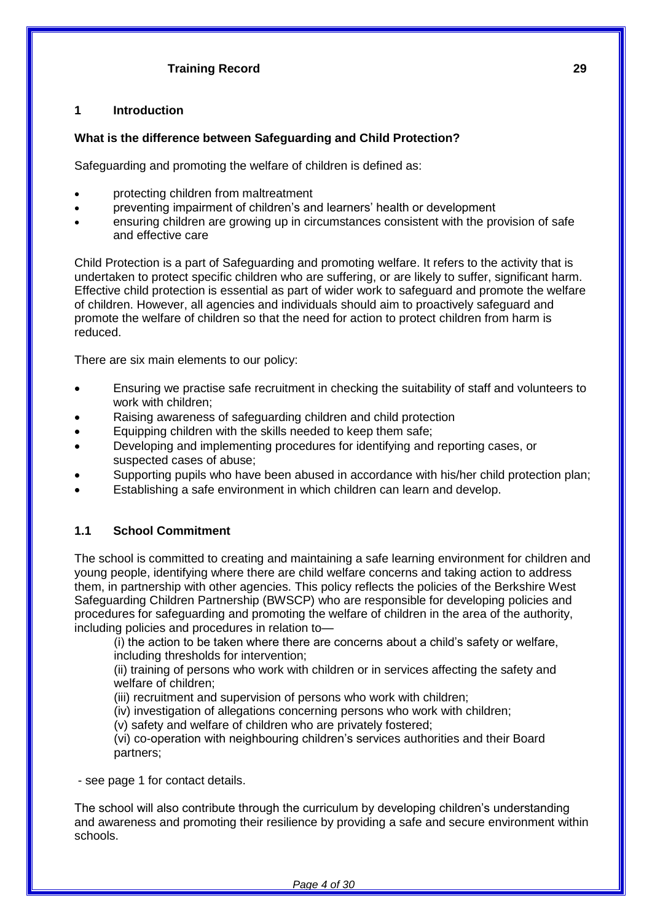**Training Record 29**

## 1 Introduction

### What is the difference between Safeguarding and Child Protection?

Safeguarding and promoting the welfare of children is defined as:

- protecting children from maltreatment
- preventing impairment of children's and learners' health or development
- ensuring children are growing up in circumstances consistent with the provision of safe and effective care

Child Protection is a part of Safeguarding and promoting welfare. It refers to the activity that is undertaken to protect specific children who are suffering, or are likely to suffer, significant harm. Effective child protection is essential as part of wider work to safeguard and promote the welfare of children. However, all agencies and individuals should aim to proactively safeguard and promote the welfare of children so that the need for action to protect children from harm is reduced.

There are six main elements to our policy:

- Ensuring we practise safe recruitment in checking the suitability of staff and volunteers to work with children;
- Raising awareness of safeguarding children and child protection
- Equipping children with the skills needed to keep them safe;
- Developing and implementing procedures for identifying and reporting cases, or suspected cases of abuse;
- Supporting pupils who have been abused in accordance with his/her child protection plan;
- Establishing a safe environment in which children can learn and develop.

### 1.1 School Commitment

The school is committed to creating and maintaining a safe learning environment for children and young people, identifying where there are child welfare concerns and taking action to address them, in partnership with other agencies. This policy reflects the policies of the Berkshire West Safeguarding Children Partnership (BWSCP) who are responsible for developing policies and procedures for safeguarding and promoting the welfare of children in the area of the authority, including policies and procedures in relation to—

(i) the action to be taken where there are concerns about a child's safety or welfare, including thresholds for intervention;

(ii) training of persons who work with children or in services affecting the safety and welfare of children;

(iii) recruitment and supervision of persons who work with children;

(iv) investigation of allegations concerning persons who work with children;

(v) safety and welfare of children who are privately fostered;

(vi) co-operation with neighbouring children's services authorities and their Board partners;

- see page 1 for contact details.

The school will also contribute through the curriculum by developing children's understanding and awareness and promoting their resilience by providing a safe and secure environment within schools.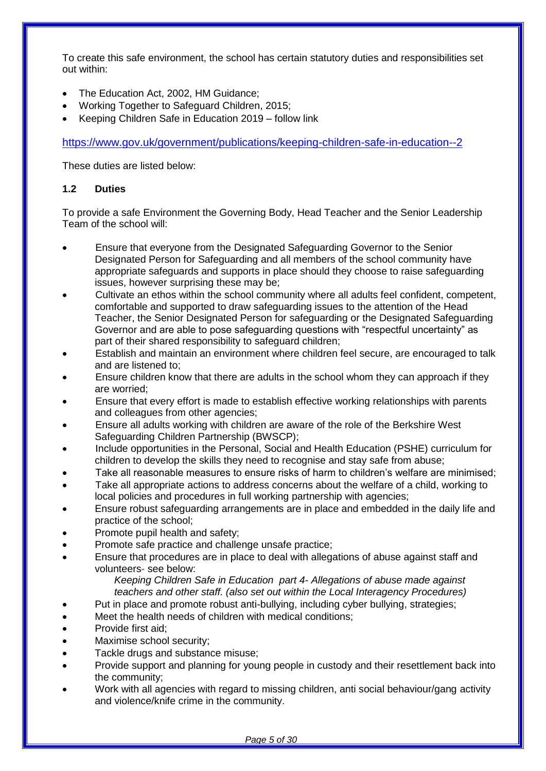To create this safe environment, the school has certain statutory duties and responsibilities set out within:

- The Education Act, 2002, HM Guidance;
- Working Together to Safeguard Children, 2015;
- Keeping Children Safe in Education 2019 – follow link

https://www.gov.uk/government/publications/keeping-children-safe-in-education--2

These duties are listed below:

### 1.2 Duties

To provide a safe Environment the Governing Body, Head Teacher and the Senior Leadership Team of the school will:

- Ensure that everyone from the Designated Safeguarding Governor to the Senior Designated Person for Safeguarding and all members of the school community have appropriate safeguards and supports in place should they choose to raise safeguarding issues, however surprising these may be;
- Cultivate an ethos within the school community where all adults feel confident, competent, comfortable and supported to draw safeguarding issues to the attention of the Head Teacher, the Senior Designated Person for safeguarding or the Designated Safeguarding Governor and are able to pose safeguarding questions with "respectful uncertainty" as part of their shared responsibility to safeguard children;
- Establish and maintain an environment where children feel secure, are encouraged to talk and are listened to;
- Ensure children know that there are adults in the school whom they can approach if they are worried;
- Ensure that every effort is made to establish effective working relationships with parents and colleagues from other agencies;
- Ensure all adults working with children are aware of the role of the Berkshire West Safeguarding Children Partnership (BWSCP);
- Include opportunities in the Personal, Social and Health Education (PSHE) curriculum for children to develop the skills they need to recognise and stay safe from abuse;
- Take all reasonable measures to ensure risks of harm to children's welfare are minimised;
- Take all appropriate actions to address concerns about the welfare of a child, working to local policies and procedures in full working partnership with agencies;
- Ensure robust safeguarding arrangements are in place and embedded in the daily life and practice of the school;
- Promote pupil health and safety;
- Promote safe practice and challenge unsafe practice;
- Ensure that procedures are in place to deal with allegations of abuse against staff and volunteers- see below:

  *Keeping Children Safe in Education part 4- Allegations of abuse made against teachers and other staff. (also set out within the Local Interagency Procedures)*
- Put in place and promote robust anti-bullying, including cyber bullying, strategies;
- Meet the health needs of children with medical conditions;
- Provide first aid;
- Maximise school security;
- Tackle drugs and substance misuse;
- Provide support and planning for young people in custody and their resettlement back into the community;
- Work with all agencies with regard to missing children, anti social behaviour/gang activity and violence/knife crime in the community.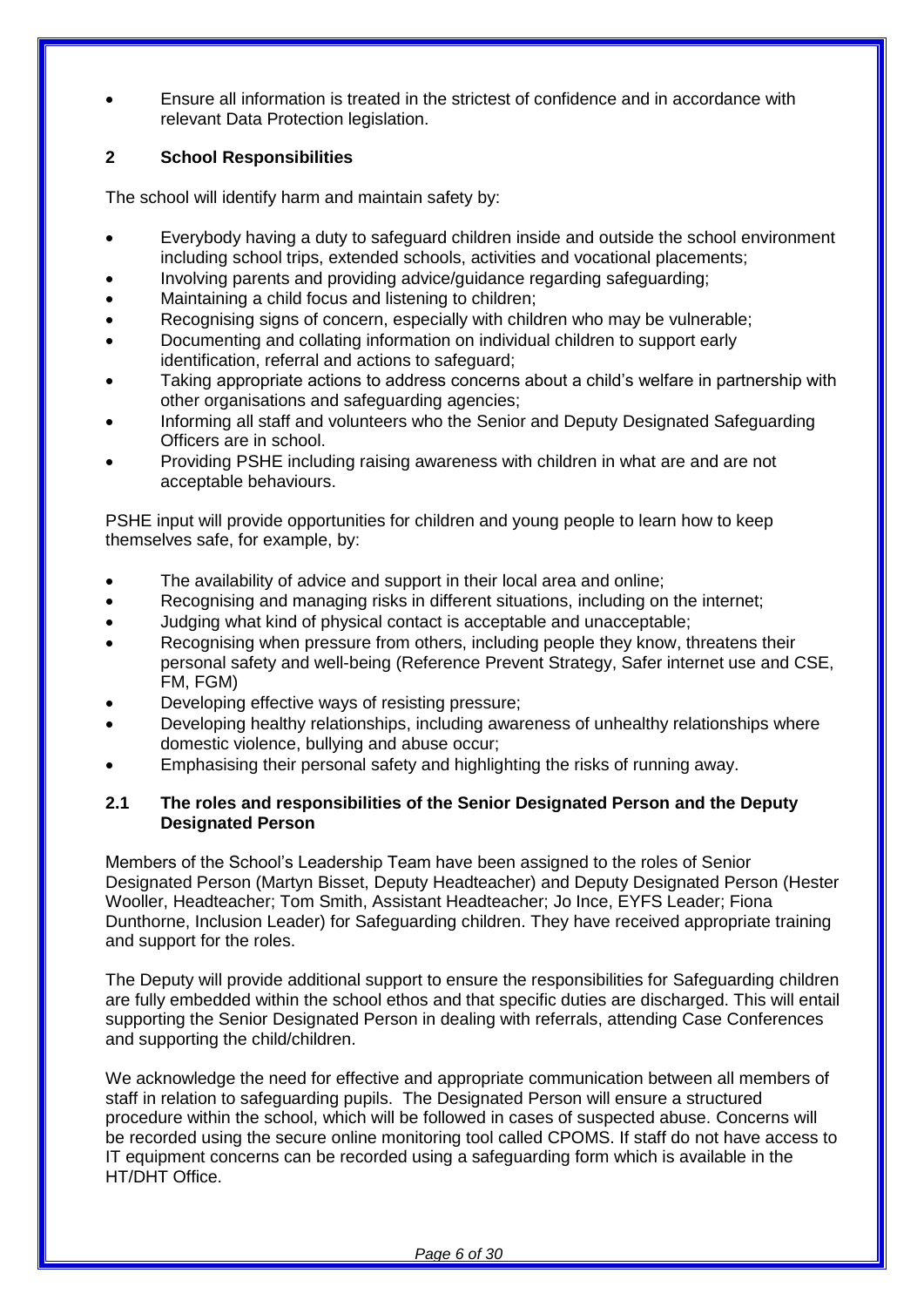- Ensure all information is treated in the strictest of confidence and in accordance with relevant Data Protection legislation.

## 2 School Responsibilities

The school will identify harm and maintain safety by:

- Everybody having a duty to safeguard children inside and outside the school environment including school trips, extended schools, activities and vocational placements;
- Involving parents and providing advice/guidance regarding safeguarding;
- Maintaining a child focus and listening to children;
- Recognising signs of concern, especially with children who may be vulnerable;
- Documenting and collating information on individual children to support early identification, referral and actions to safeguard;
- Taking appropriate actions to address concerns about a child's welfare in partnership with other organisations and safeguarding agencies;
- Informing all staff and volunteers who the Senior and Deputy Designated Safeguarding Officers are in school.
- Providing PSHE including raising awareness with children in what are and are not acceptable behaviours.

PSHE input will provide opportunities for children and young people to learn how to keep themselves safe, for example, by:

- The availability of advice and support in their local area and online;
- Recognising and managing risks in different situations, including on the internet;
- Judging what kind of physical contact is acceptable and unacceptable;
- Recognising when pressure from others, including people they know, threatens their personal safety and well-being (Reference Prevent Strategy, Safer internet use and CSE, FM, FGM)
- Developing effective ways of resisting pressure;
- Developing healthy relationships, including awareness of unhealthy relationships where domestic violence, bullying and abuse occur;
- Emphasising their personal safety and highlighting the risks of running away.

### 2.1 The roles and responsibilities of the Senior Designated Person and the Deputy Designated Person

Members of the School's Leadership Team have been assigned to the roles of Senior Designated Person (Martyn Bisset, Deputy Headteacher) and Deputy Designated Person (Hester Wooller, Headteacher; Tom Smith, Assistant Headteacher; Jo Ince, EYFS Leader; Fiona Dunthorne, Inclusion Leader) for Safeguarding children. They have received appropriate training and support for the roles.

The Deputy will provide additional support to ensure the responsibilities for Safeguarding children are fully embedded within the school ethos and that specific duties are discharged. This will entail supporting the Senior Designated Person in dealing with referrals, attending Case Conferences and supporting the child/children.

We acknowledge the need for effective and appropriate communication between all members of staff in relation to safeguarding pupils. The Designated Person will ensure a structured procedure within the school, which will be followed in cases of suspected abuse. Concerns will be recorded using the secure online monitoring tool called CPOMS. If staff do not have access to IT equipment concerns can be recorded using a safeguarding form which is available in the HT/DHT Office.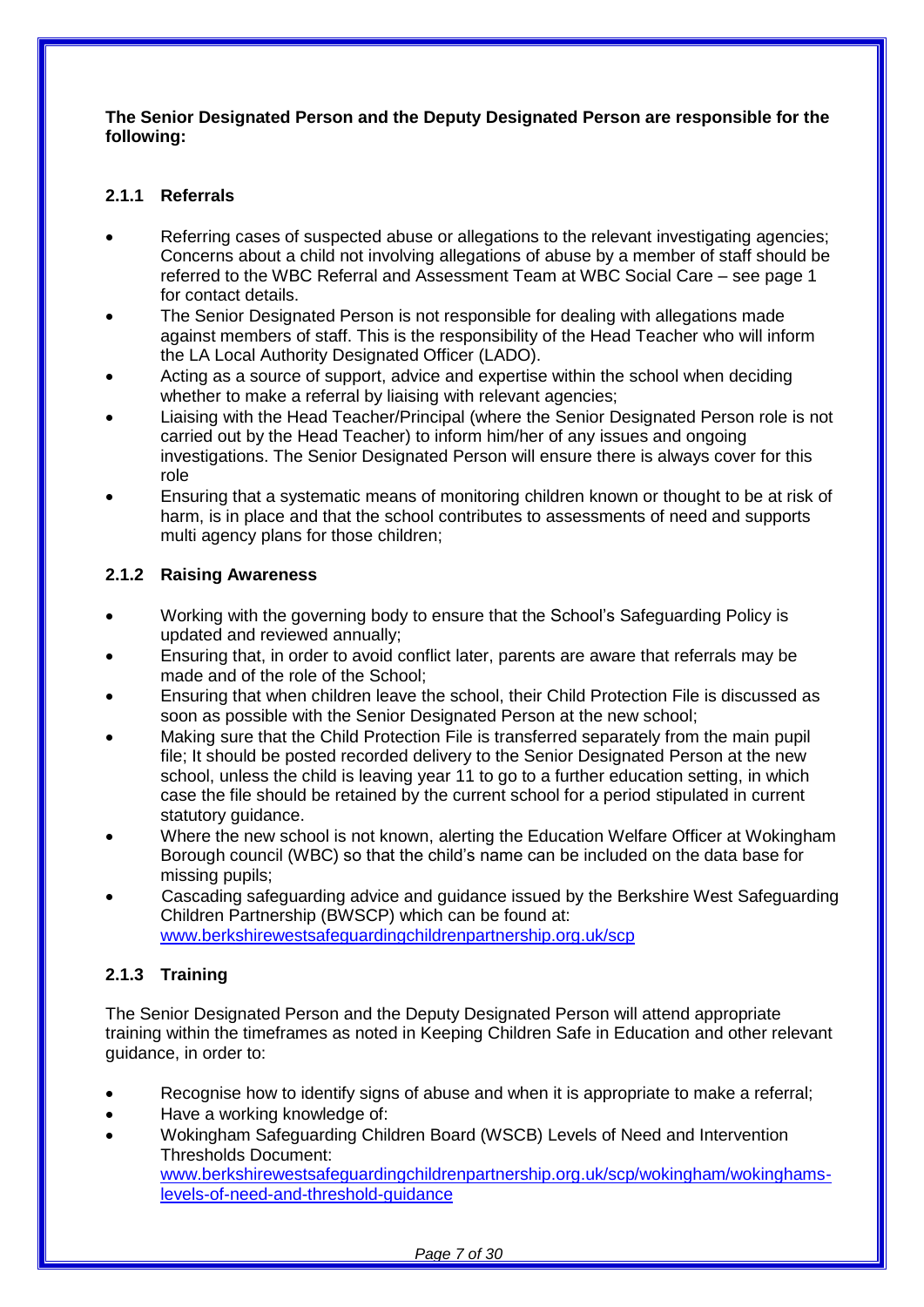**The Senior Designated Person and the Deputy Designated Person are responsible for the following:**

### 2.1.1 Referrals

- Referring cases of suspected abuse or allegations to the relevant investigating agencies; Concerns about a child not involving allegations of abuse by a member of staff should be referred to the WBC Referral and Assessment Team at WBC Social Care – see page 1 for contact details.
- The Senior Designated Person is not responsible for dealing with allegations made against members of staff. This is the responsibility of the Head Teacher who will inform the LA Local Authority Designated Officer (LADO).
- Acting as a source of support, advice and expertise within the school when deciding whether to make a referral by liaising with relevant agencies;
- Liaising with the Head Teacher/Principal (where the Senior Designated Person role is not carried out by the Head Teacher) to inform him/her of any issues and ongoing investigations. The Senior Designated Person will ensure there is always cover for this role
- Ensuring that a systematic means of monitoring children known or thought to be at risk of harm, is in place and that the school contributes to assessments of need and supports multi agency plans for those children;

### 2.1.2 Raising Awareness

- Working with the governing body to ensure that the School's Safeguarding Policy is updated and reviewed annually;
- Ensuring that, in order to avoid conflict later, parents are aware that referrals may be made and of the role of the School;
- Ensuring that when children leave the school, their Child Protection File is discussed as soon as possible with the Senior Designated Person at the new school;
- Making sure that the Child Protection File is transferred separately from the main pupil file; It should be posted recorded delivery to the Senior Designated Person at the new school, unless the child is leaving year 11 to go to a further education setting, in which case the file should be retained by the current school for a period stipulated in current statutory guidance.
- Where the new school is not known, alerting the Education Welfare Officer at Wokingham Borough council (WBC) so that the child's name can be included on the data base for missing pupils;
- Cascading safeguarding advice and guidance issued by the Berkshire West Safeguarding Children Partnership (BWSCP) which can be found at: www.berkshirewestsafeguardingchildrenpartnership.org.uk/scp

### 2.1.3 Training

The Senior Designated Person and the Deputy Designated Person will attend appropriate training within the timeframes as noted in Keeping Children Safe in Education and other relevant guidance, in order to:

- Recognise how to identify signs of abuse and when it is appropriate to make a referral;
- Have a working knowledge of:
- Wokingham Safeguarding Children Board (WSCB) Levels of Need and Intervention Thresholds Document: www.berkshirewestsafeguardingchildrenpartnership.org.uk/scp/wokingham/wokinghams-levels-of-need-and-threshold-guidance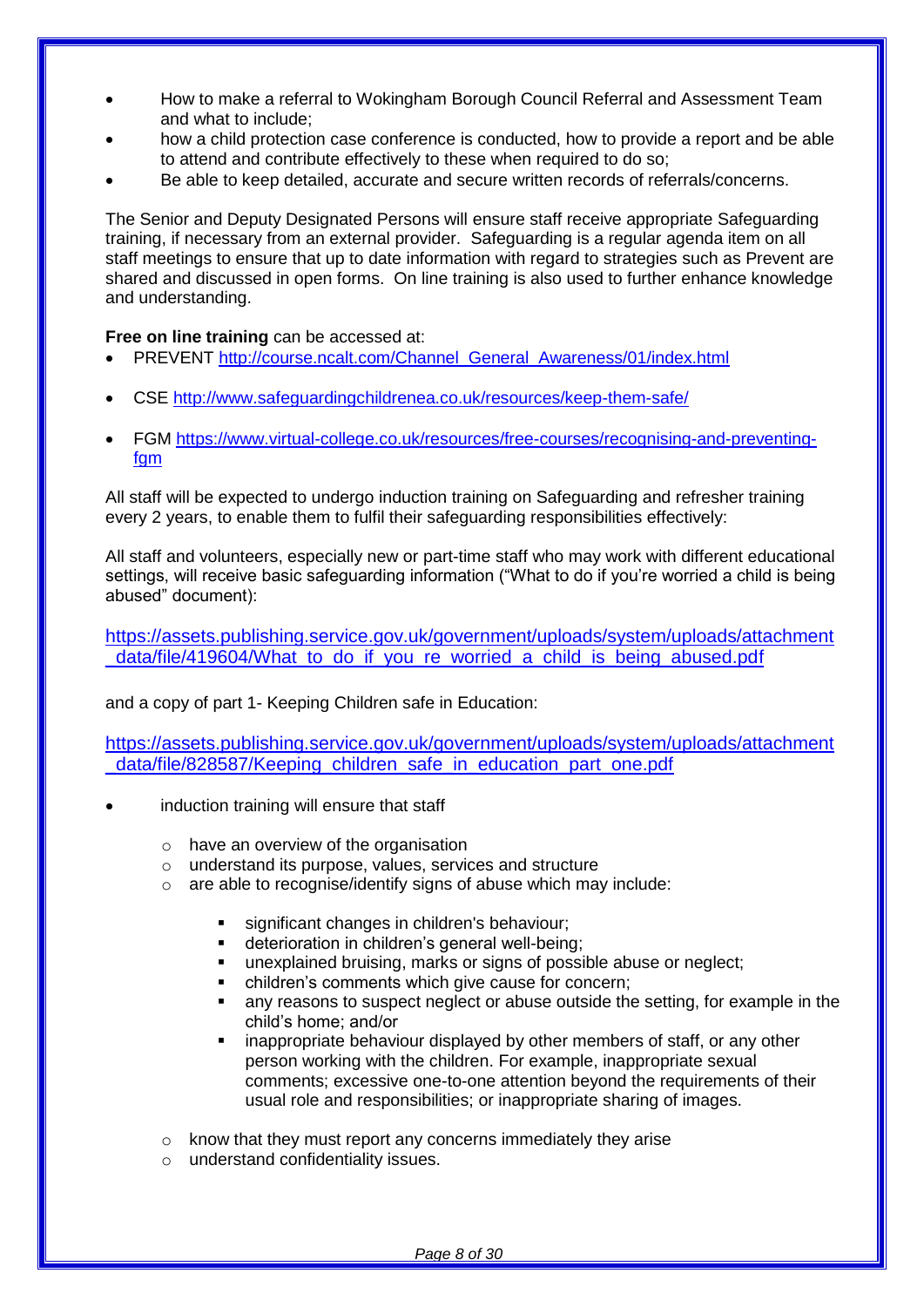- How to make a referral to Wokingham Borough Council Referral and Assessment Team and what to include;
- how a child protection case conference is conducted, how to provide a report and be able to attend and contribute effectively to these when required to do so;
- Be able to keep detailed, accurate and secure written records of referrals/concerns.

The Senior and Deputy Designated Persons will ensure staff receive appropriate Safeguarding training, if necessary from an external provider. Safeguarding is a regular agenda item on all staff meetings to ensure that up to date information with regard to strategies such as Prevent are shared and discussed in open forms. On line training is also used to further enhance knowledge and understanding.

**Free on line training** can be accessed at:

- PREVENT http://course.ncalt.com/Channel_General_Awareness/01/index.html
- CSE http://www.safeguardingchildrenea.co.uk/resources/keep-them-safe/
- FGM https://www.virtual-college.co.uk/resources/free-courses/recognising-and-preventing-fgm

All staff will be expected to undergo induction training on Safeguarding and refresher training every 2 years, to enable them to fulfil their safeguarding responsibilities effectively:

All staff and volunteers, especially new or part-time staff who may work with different educational settings, will receive basic safeguarding information ("What to do if you're worried a child is being abused" document):

https://assets.publishing.service.gov.uk/government/uploads/system/uploads/attachment_data/file/419604/What_to_do_if_you_re_worried_a_child_is_being_abused.pdf

and a copy of part 1- Keeping Children safe in Education:

https://assets.publishing.service.gov.uk/government/uploads/system/uploads/attachment_data/file/828587/Keeping_children_safe_in_education_part_one.pdf

- induction training will ensure that staff
  - have an overview of the organisation
  - understand its purpose, values, services and structure
  - are able to recognise/identify signs of abuse which may include:
    - significant changes in children's behaviour;
    - deterioration in children's general well-being;
    - unexplained bruising, marks or signs of possible abuse or neglect;
    - children's comments which give cause for concern;
    - any reasons to suspect neglect or abuse outside the setting, for example in the child's home; and/or
    - inappropriate behaviour displayed by other members of staff, or any other person working with the children. For example, inappropriate sexual comments; excessive one-to-one attention beyond the requirements of their usual role and responsibilities; or inappropriate sharing of images.
  - know that they must report any concerns immediately they arise
  - understand confidentiality issues.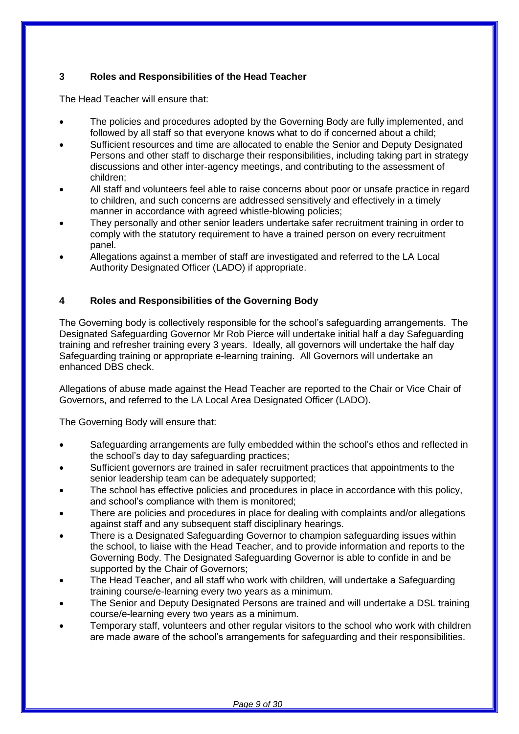## 3 Roles and Responsibilities of the Head Teacher

The Head Teacher will ensure that:

- The policies and procedures adopted by the Governing Body are fully implemented, and followed by all staff so that everyone knows what to do if concerned about a child;
- Sufficient resources and time are allocated to enable the Senior and Deputy Designated Persons and other staff to discharge their responsibilities, including taking part in strategy discussions and other inter-agency meetings, and contributing to the assessment of children;
- All staff and volunteers feel able to raise concerns about poor or unsafe practice in regard to children, and such concerns are addressed sensitively and effectively in a timely manner in accordance with agreed whistle-blowing policies;
- They personally and other senior leaders undertake safer recruitment training in order to comply with the statutory requirement to have a trained person on every recruitment panel.
- Allegations against a member of staff are investigated and referred to the LA Local Authority Designated Officer (LADO) if appropriate.

## 4 Roles and Responsibilities of the Governing Body

The Governing body is collectively responsible for the school's safeguarding arrangements. The Designated Safeguarding Governor Mr Rob Pierce will undertake initial half a day Safeguarding training and refresher training every 3 years. Ideally, all governors will undertake the half day Safeguarding training or appropriate e-learning training. All Governors will undertake an enhanced DBS check.

Allegations of abuse made against the Head Teacher are reported to the Chair or Vice Chair of Governors, and referred to the LA Local Area Designated Officer (LADO).

The Governing Body will ensure that:

- Safeguarding arrangements are fully embedded within the school's ethos and reflected in the school's day to day safeguarding practices;
- Sufficient governors are trained in safer recruitment practices that appointments to the senior leadership team can be adequately supported;
- The school has effective policies and procedures in place in accordance with this policy, and school's compliance with them is monitored;
- There are policies and procedures in place for dealing with complaints and/or allegations against staff and any subsequent staff disciplinary hearings.
- There is a Designated Safeguarding Governor to champion safeguarding issues within the school, to liaise with the Head Teacher, and to provide information and reports to the Governing Body. The Designated Safeguarding Governor is able to confide in and be supported by the Chair of Governors;
- The Head Teacher, and all staff who work with children, will undertake a Safeguarding training course/e-learning every two years as a minimum.
- The Senior and Deputy Designated Persons are trained and will undertake a DSL training course/e-learning every two years as a minimum.
- Temporary staff, volunteers and other regular visitors to the school who work with children are made aware of the school's arrangements for safeguarding and their responsibilities.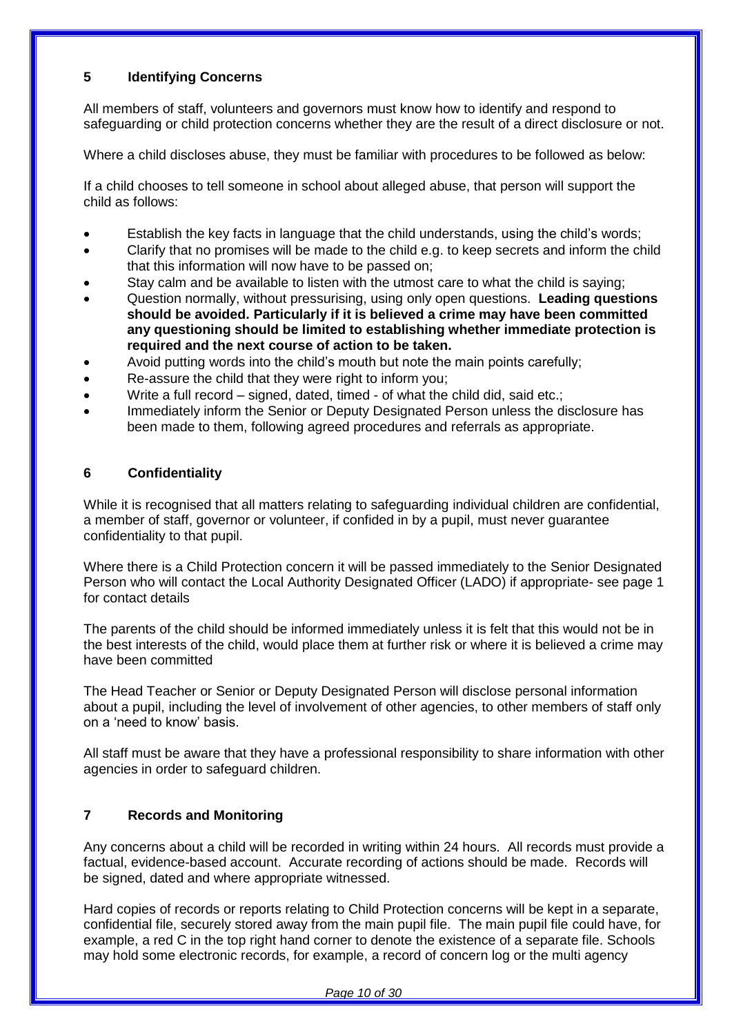## 5 Identifying Concerns

All members of staff, volunteers and governors must know how to identify and respond to safeguarding or child protection concerns whether they are the result of a direct disclosure or not.

Where a child discloses abuse, they must be familiar with procedures to be followed as below:

If a child chooses to tell someone in school about alleged abuse, that person will support the child as follows:

- Establish the key facts in language that the child understands, using the child's words;
- Clarify that no promises will be made to the child e.g. to keep secrets and inform the child that this information will now have to be passed on;
- Stay calm and be available to listen with the utmost care to what the child is saying;
- Question normally, without pressurising, using only open questions. **Leading questions should be avoided. Particularly if it is believed a crime may have been committed any questioning should be limited to establishing whether immediate protection is required and the next course of action to be taken.**
- Avoid putting words into the child's mouth but note the main points carefully;
- Re-assure the child that they were right to inform you;
- Write a full record – signed, dated, timed - of what the child did, said etc.;
- Immediately inform the Senior or Deputy Designated Person unless the disclosure has been made to them, following agreed procedures and referrals as appropriate.

## 6 Confidentiality

While it is recognised that all matters relating to safeguarding individual children are confidential, a member of staff, governor or volunteer, if confided in by a pupil, must never guarantee confidentiality to that pupil.

Where there is a Child Protection concern it will be passed immediately to the Senior Designated Person who will contact the Local Authority Designated Officer (LADO) if appropriate- see page 1 for contact details

The parents of the child should be informed immediately unless it is felt that this would not be in the best interests of the child, would place them at further risk or where it is believed a crime may have been committed

The Head Teacher or Senior or Deputy Designated Person will disclose personal information about a pupil, including the level of involvement of other agencies, to other members of staff only on a 'need to know' basis.

All staff must be aware that they have a professional responsibility to share information with other agencies in order to safeguard children.

## 7 Records and Monitoring

Any concerns about a child will be recorded in writing within 24 hours. All records must provide a factual, evidence-based account. Accurate recording of actions should be made. Records will be signed, dated and where appropriate witnessed.

Hard copies of records or reports relating to Child Protection concerns will be kept in a separate, confidential file, securely stored away from the main pupil file. The main pupil file could have, for example, a red C in the top right hand corner to denote the existence of a separate file. Schools may hold some electronic records, for example, a record of concern log or the multi agency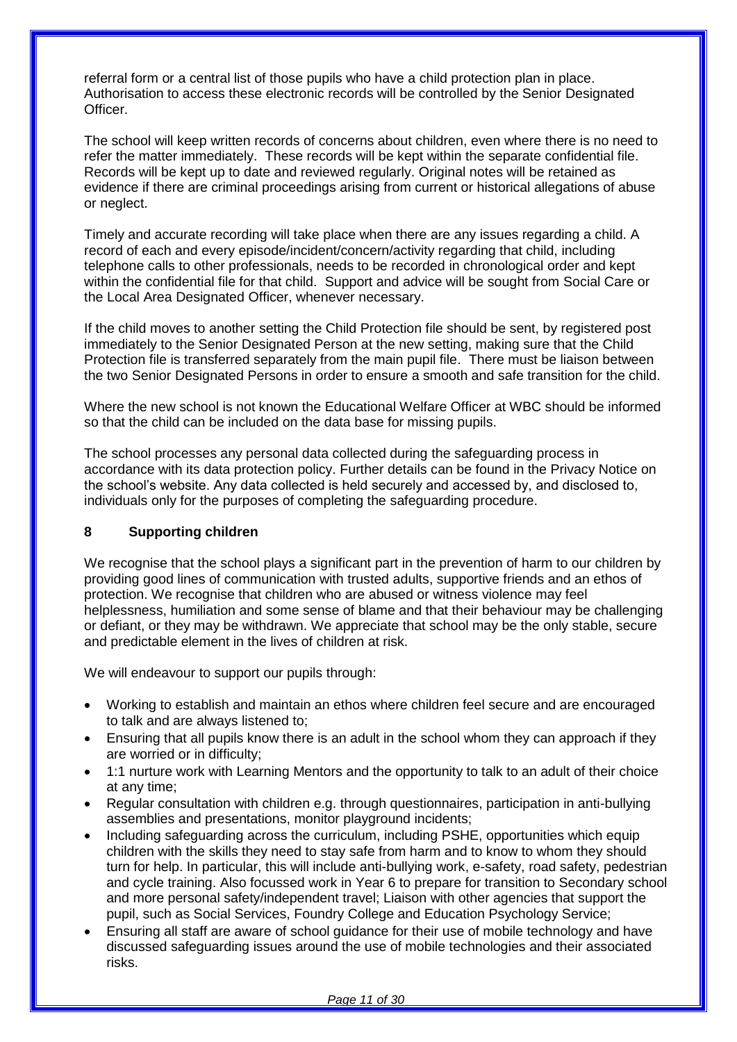referral form or a central list of those pupils who have a child protection plan in place. Authorisation to access these electronic records will be controlled by the Senior Designated Officer.

The school will keep written records of concerns about children, even where there is no need to refer the matter immediately. These records will be kept within the separate confidential file. Records will be kept up to date and reviewed regularly. Original notes will be retained as evidence if there are criminal proceedings arising from current or historical allegations of abuse or neglect.

Timely and accurate recording will take place when there are any issues regarding a child. A record of each and every episode/incident/concern/activity regarding that child, including telephone calls to other professionals, needs to be recorded in chronological order and kept within the confidential file for that child. Support and advice will be sought from Social Care or the Local Area Designated Officer, whenever necessary.

If the child moves to another setting the Child Protection file should be sent, by registered post immediately to the Senior Designated Person at the new setting, making sure that the Child Protection file is transferred separately from the main pupil file. There must be liaison between the two Senior Designated Persons in order to ensure a smooth and safe transition for the child.

Where the new school is not known the Educational Welfare Officer at WBC should be informed so that the child can be included on the data base for missing pupils.

The school processes any personal data collected during the safeguarding process in accordance with its data protection policy. Further details can be found in the Privacy Notice on the school's website. Any data collected is held securely and accessed by, and disclosed to, individuals only for the purposes of completing the safeguarding procedure.

## 8 Supporting children

We recognise that the school plays a significant part in the prevention of harm to our children by providing good lines of communication with trusted adults, supportive friends and an ethos of protection. We recognise that children who are abused or witness violence may feel helplessness, humiliation and some sense of blame and that their behaviour may be challenging or defiant, or they may be withdrawn. We appreciate that school may be the only stable, secure and predictable element in the lives of children at risk.

We will endeavour to support our pupils through:

- Working to establish and maintain an ethos where children feel secure and are encouraged to talk and are always listened to;
- Ensuring that all pupils know there is an adult in the school whom they can approach if they are worried or in difficulty;
- 1:1 nurture work with Learning Mentors and the opportunity to talk to an adult of their choice at any time;
- Regular consultation with children e.g. through questionnaires, participation in anti-bullying assemblies and presentations, monitor playground incidents;
- Including safeguarding across the curriculum, including PSHE, opportunities which equip children with the skills they need to stay safe from harm and to know to whom they should turn for help. In particular, this will include anti-bullying work, e-safety, road safety, pedestrian and cycle training. Also focussed work in Year 6 to prepare for transition to Secondary school and more personal safety/independent travel; Liaison with other agencies that support the pupil, such as Social Services, Foundry College and Education Psychology Service;
- Ensuring all staff are aware of school guidance for their use of mobile technology and have discussed safeguarding issues around the use of mobile technologies and their associated risks.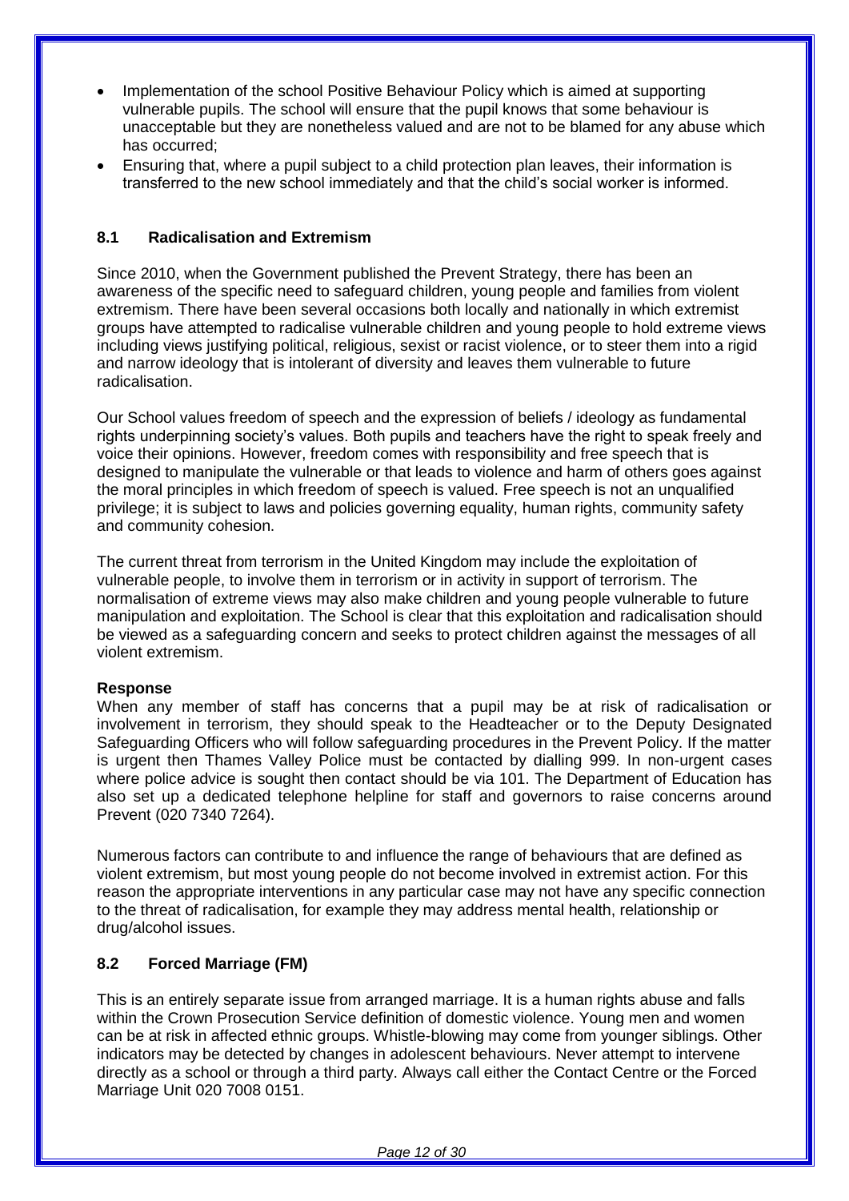- Implementation of the school Positive Behaviour Policy which is aimed at supporting vulnerable pupils. The school will ensure that the pupil knows that some behaviour is unacceptable but they are nonetheless valued and are not to be blamed for any abuse which has occurred;
- Ensuring that, where a pupil subject to a child protection plan leaves, their information is transferred to the new school immediately and that the child's social worker is informed.

### 8.1 Radicalisation and Extremism

Since 2010, when the Government published the Prevent Strategy, there has been an awareness of the specific need to safeguard children, young people and families from violent extremism. There have been several occasions both locally and nationally in which extremist groups have attempted to radicalise vulnerable children and young people to hold extreme views including views justifying political, religious, sexist or racist violence, or to steer them into a rigid and narrow ideology that is intolerant of diversity and leaves them vulnerable to future radicalisation.

Our School values freedom of speech and the expression of beliefs / ideology as fundamental rights underpinning society's values. Both pupils and teachers have the right to speak freely and voice their opinions. However, freedom comes with responsibility and free speech that is designed to manipulate the vulnerable or that leads to violence and harm of others goes against the moral principles in which freedom of speech is valued. Free speech is not an unqualified privilege; it is subject to laws and policies governing equality, human rights, community safety and community cohesion.

The current threat from terrorism in the United Kingdom may include the exploitation of vulnerable people, to involve them in terrorism or in activity in support of terrorism. The normalisation of extreme views may also make children and young people vulnerable to future manipulation and exploitation. The School is clear that this exploitation and radicalisation should be viewed as a safeguarding concern and seeks to protect children against the messages of all violent extremism.

**Response**

When any member of staff has concerns that a pupil may be at risk of radicalisation or involvement in terrorism, they should speak to the Headteacher or to the Deputy Designated Safeguarding Officers who will follow safeguarding procedures in the Prevent Policy. If the matter is urgent then Thames Valley Police must be contacted by dialling 999. In non-urgent cases where police advice is sought then contact should be via 101. The Department of Education has also set up a dedicated telephone helpline for staff and governors to raise concerns around Prevent (020 7340 7264).

Numerous factors can contribute to and influence the range of behaviours that are defined as violent extremism, but most young people do not become involved in extremist action. For this reason the appropriate interventions in any particular case may not have any specific connection to the threat of radicalisation, for example they may address mental health, relationship or drug/alcohol issues.

### 8.2 Forced Marriage (FM)

This is an entirely separate issue from arranged marriage. It is a human rights abuse and falls within the Crown Prosecution Service definition of domestic violence. Young men and women can be at risk in affected ethnic groups. Whistle-blowing may come from younger siblings. Other indicators may be detected by changes in adolescent behaviours. Never attempt to intervene directly as a school or through a third party. Always call either the Contact Centre or the Forced Marriage Unit 020 7008 0151.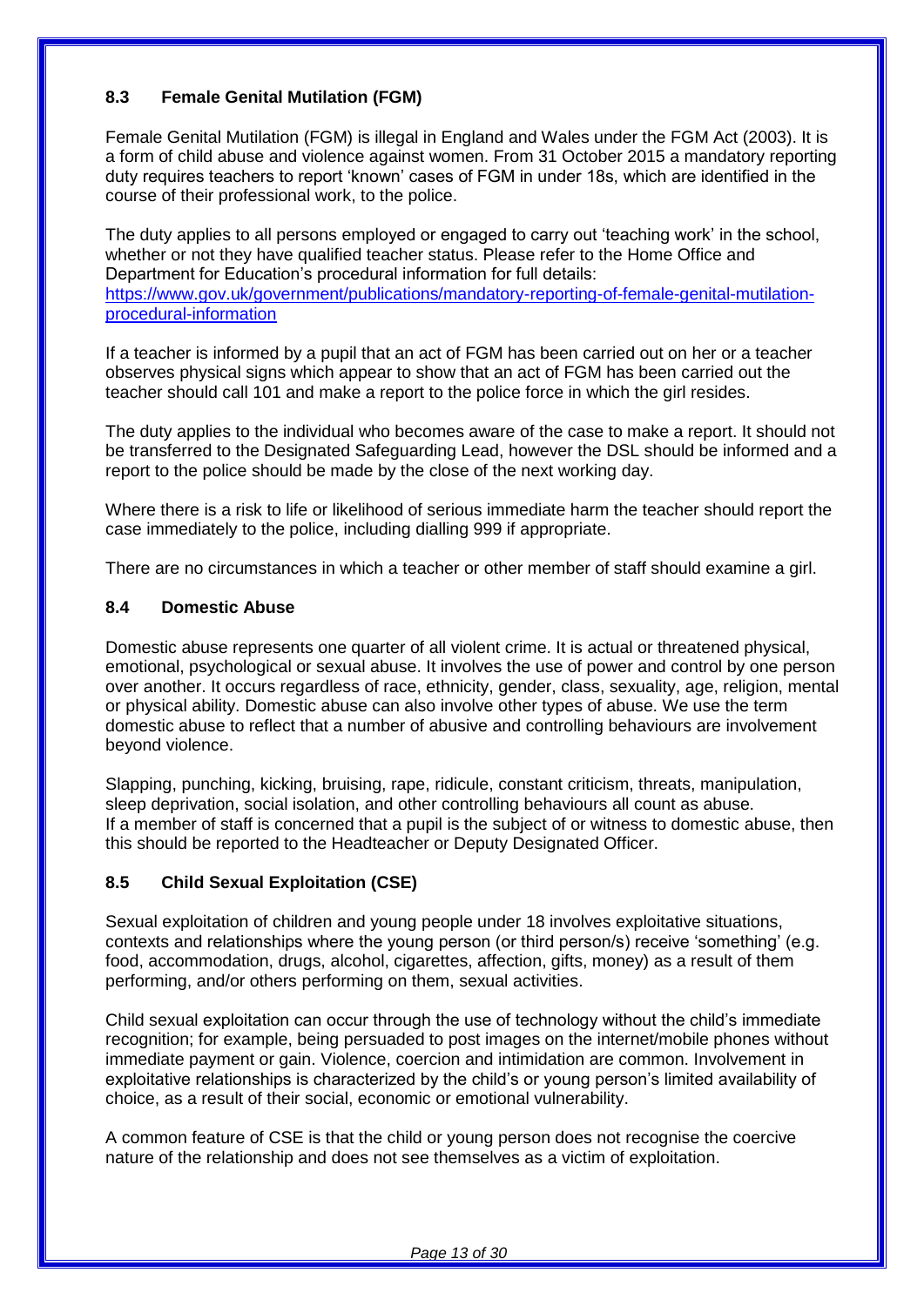### 8.3 Female Genital Mutilation (FGM)

Female Genital Mutilation (FGM) is illegal in England and Wales under the FGM Act (2003). It is a form of child abuse and violence against women. From 31 October 2015 a mandatory reporting duty requires teachers to report 'known' cases of FGM in under 18s, which are identified in the course of their professional work, to the police.

The duty applies to all persons employed or engaged to carry out 'teaching work' in the school, whether or not they have qualified teacher status. Please refer to the Home Office and Department for Education's procedural information for full details:
[https://www.gov.uk/government/publications/mandatory-reporting-of-female-genital-mutilation-procedural-information](https://www.gov.uk/government/publications/mandatory-reporting-of-female-genital-mutilation-procedural-information)

If a teacher is informed by a pupil that an act of FGM has been carried out on her or a teacher observes physical signs which appear to show that an act of FGM has been carried out the teacher should call 101 and make a report to the police force in which the girl resides.

The duty applies to the individual who becomes aware of the case to make a report. It should not be transferred to the Designated Safeguarding Lead, however the DSL should be informed and a report to the police should be made by the close of the next working day.

Where there is a risk to life or likelihood of serious immediate harm the teacher should report the case immediately to the police, including dialling 999 if appropriate.

There are no circumstances in which a teacher or other member of staff should examine a girl.

### 8.4 Domestic Abuse

Domestic abuse represents one quarter of all violent crime. It is actual or threatened physical, emotional, psychological or sexual abuse. It involves the use of power and control by one person over another. It occurs regardless of race, ethnicity, gender, class, sexuality, age, religion, mental or physical ability. Domestic abuse can also involve other types of abuse. We use the term domestic abuse to reflect that a number of abusive and controlling behaviours are involvement beyond violence.

Slapping, punching, kicking, bruising, rape, ridicule, constant criticism, threats, manipulation, sleep deprivation, social isolation, and other controlling behaviours all count as abuse.
If a member of staff is concerned that a pupil is the subject of or witness to domestic abuse, then this should be reported to the Headteacher or Deputy Designated Officer.

### 8.5 Child Sexual Exploitation (CSE)

Sexual exploitation of children and young people under 18 involves exploitative situations, contexts and relationships where the young person (or third person/s) receive 'something' (e.g. food, accommodation, drugs, alcohol, cigarettes, affection, gifts, money) as a result of them performing, and/or others performing on them, sexual activities.

Child sexual exploitation can occur through the use of technology without the child's immediate recognition; for example, being persuaded to post images on the internet/mobile phones without immediate payment or gain. Violence, coercion and intimidation are common. Involvement in exploitative relationships is characterized by the child's or young person's limited availability of choice, as a result of their social, economic or emotional vulnerability.

A common feature of CSE is that the child or young person does not recognise the coercive nature of the relationship and does not see themselves as a victim of exploitation.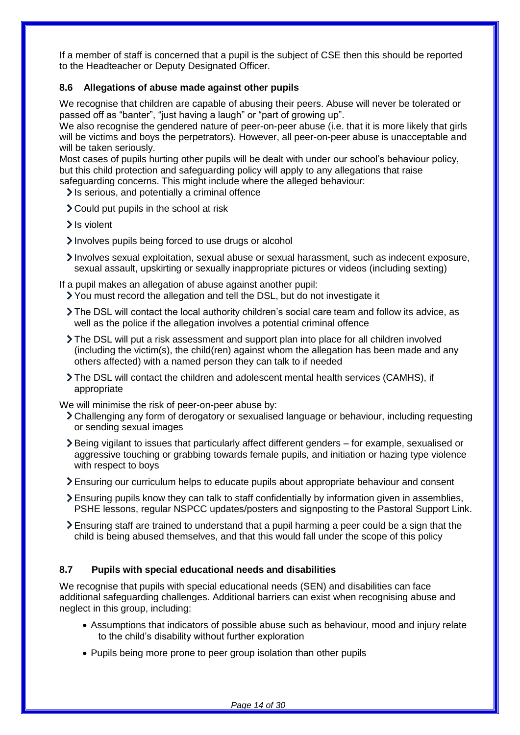If a member of staff is concerned that a pupil is the subject of CSE then this should be reported to the Headteacher or Deputy Designated Officer.

### 8.6 Allegations of abuse made against other pupils

We recognise that children are capable of abusing their peers. Abuse will never be tolerated or passed off as "banter", "just having a laugh" or "part of growing up".

We also recognise the gendered nature of peer-on-peer abuse (i.e. that it is more likely that girls will be victims and boys the perpetrators). However, all peer-on-peer abuse is unacceptable and will be taken seriously.

Most cases of pupils hurting other pupils will be dealt with under our school's behaviour policy, but this child protection and safeguarding policy will apply to any allegations that raise safeguarding concerns. This might include where the alleged behaviour:

- Is serious, and potentially a criminal offence
- Could put pupils in the school at risk
- Is violent
- Involves pupils being forced to use drugs or alcohol
- Involves sexual exploitation, sexual abuse or sexual harassment, such as indecent exposure, sexual assault, upskirting or sexually inappropriate pictures or videos (including sexting)

If a pupil makes an allegation of abuse against another pupil:

- You must record the allegation and tell the DSL, but do not investigate it
- The DSL will contact the local authority children's social care team and follow its advice, as well as the police if the allegation involves a potential criminal offence
- The DSL will put a risk assessment and support plan into place for all children involved (including the victim(s), the child(ren) against whom the allegation has been made and any others affected) with a named person they can talk to if needed
- The DSL will contact the children and adolescent mental health services (CAMHS), if appropriate

We will minimise the risk of peer-on-peer abuse by:

- Challenging any form of derogatory or sexualised language or behaviour, including requesting or sending sexual images
- Being vigilant to issues that particularly affect different genders – for example, sexualised or aggressive touching or grabbing towards female pupils, and initiation or hazing type violence with respect to boys
- Ensuring our curriculum helps to educate pupils about appropriate behaviour and consent
- Ensuring pupils know they can talk to staff confidentially by information given in assemblies, PSHE lessons, regular NSPCC updates/posters and signposting to the Pastoral Support Link.
- Ensuring staff are trained to understand that a pupil harming a peer could be a sign that the child is being abused themselves, and that this would fall under the scope of this policy

### 8.7 Pupils with special educational needs and disabilities

We recognise that pupils with special educational needs (SEN) and disabilities can face additional safeguarding challenges. Additional barriers can exist when recognising abuse and neglect in this group, including:

- Assumptions that indicators of possible abuse such as behaviour, mood and injury relate to the child's disability without further exploration
- Pupils being more prone to peer group isolation than other pupils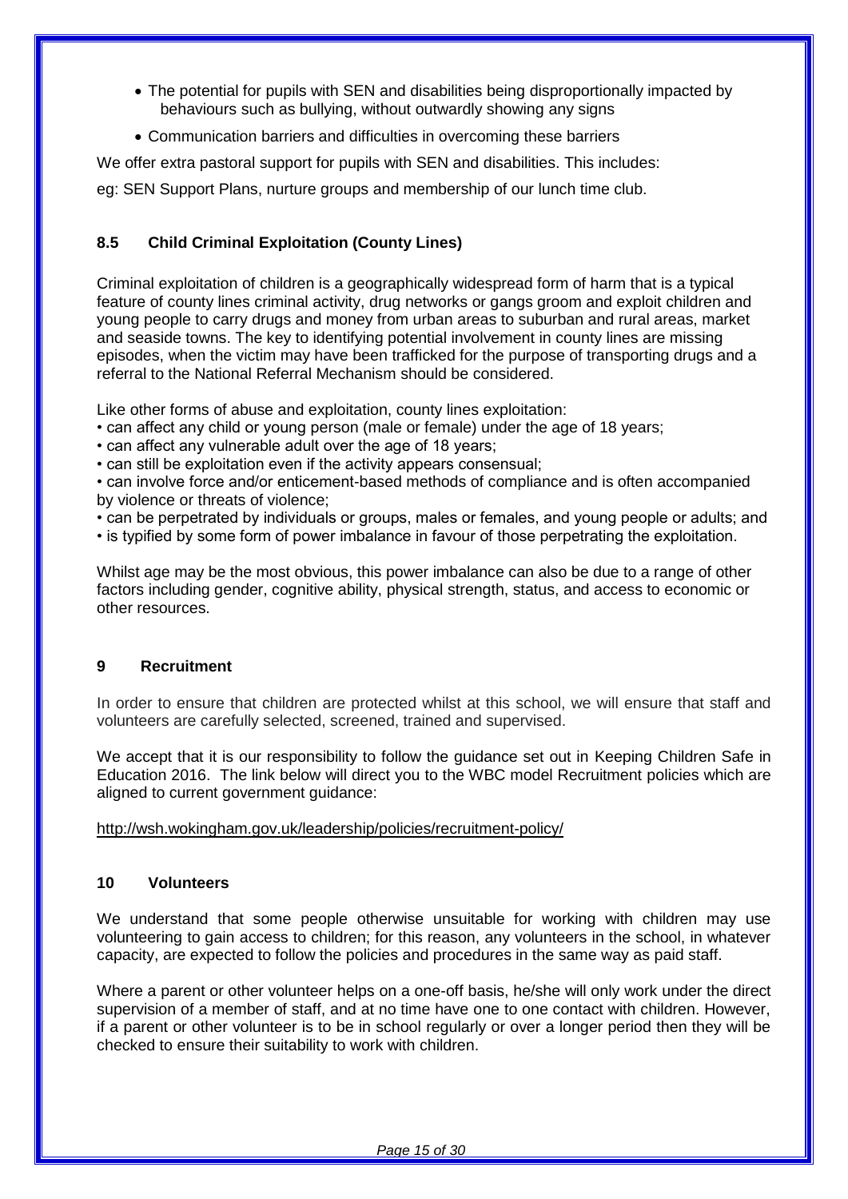- The potential for pupils with SEN and disabilities being disproportionally impacted by behaviours such as bullying, without outwardly showing any signs
- Communication barriers and difficulties in overcoming these barriers

We offer extra pastoral support for pupils with SEN and disabilities. This includes:

eg: SEN Support Plans, nurture groups and membership of our lunch time club.

### 8.5 Child Criminal Exploitation (County Lines)

Criminal exploitation of children is a geographically widespread form of harm that is a typical feature of county lines criminal activity, drug networks or gangs groom and exploit children and young people to carry drugs and money from urban areas to suburban and rural areas, market and seaside towns. The key to identifying potential involvement in county lines are missing episodes, when the victim may have been trafficked for the purpose of transporting drugs and a referral to the National Referral Mechanism should be considered.

Like other forms of abuse and exploitation, county lines exploitation:

- can affect any child or young person (male or female) under the age of 18 years;
- can affect any vulnerable adult over the age of 18 years;
- can still be exploitation even if the activity appears consensual;
- can involve force and/or enticement-based methods of compliance and is often accompanied by violence or threats of violence;
- can be perpetrated by individuals or groups, males or females, and young people or adults; and
- is typified by some form of power imbalance in favour of those perpetrating the exploitation.

Whilst age may be the most obvious, this power imbalance can also be due to a range of other factors including gender, cognitive ability, physical strength, status, and access to economic or other resources.

## 9 Recruitment

In order to ensure that children are protected whilst at this school, we will ensure that staff and volunteers are carefully selected, screened, trained and supervised.

We accept that it is our responsibility to follow the guidance set out in Keeping Children Safe in Education 2016. The link below will direct you to the WBC model Recruitment policies which are aligned to current government guidance:

http://wsh.wokingham.gov.uk/leadership/policies/recruitment-policy/

## 10 Volunteers

We understand that some people otherwise unsuitable for working with children may use volunteering to gain access to children; for this reason, any volunteers in the school, in whatever capacity, are expected to follow the policies and procedures in the same way as paid staff.

Where a parent or other volunteer helps on a one-off basis, he/she will only work under the direct supervision of a member of staff, and at no time have one to one contact with children. However, if a parent or other volunteer is to be in school regularly or over a longer period then they will be checked to ensure their suitability to work with children.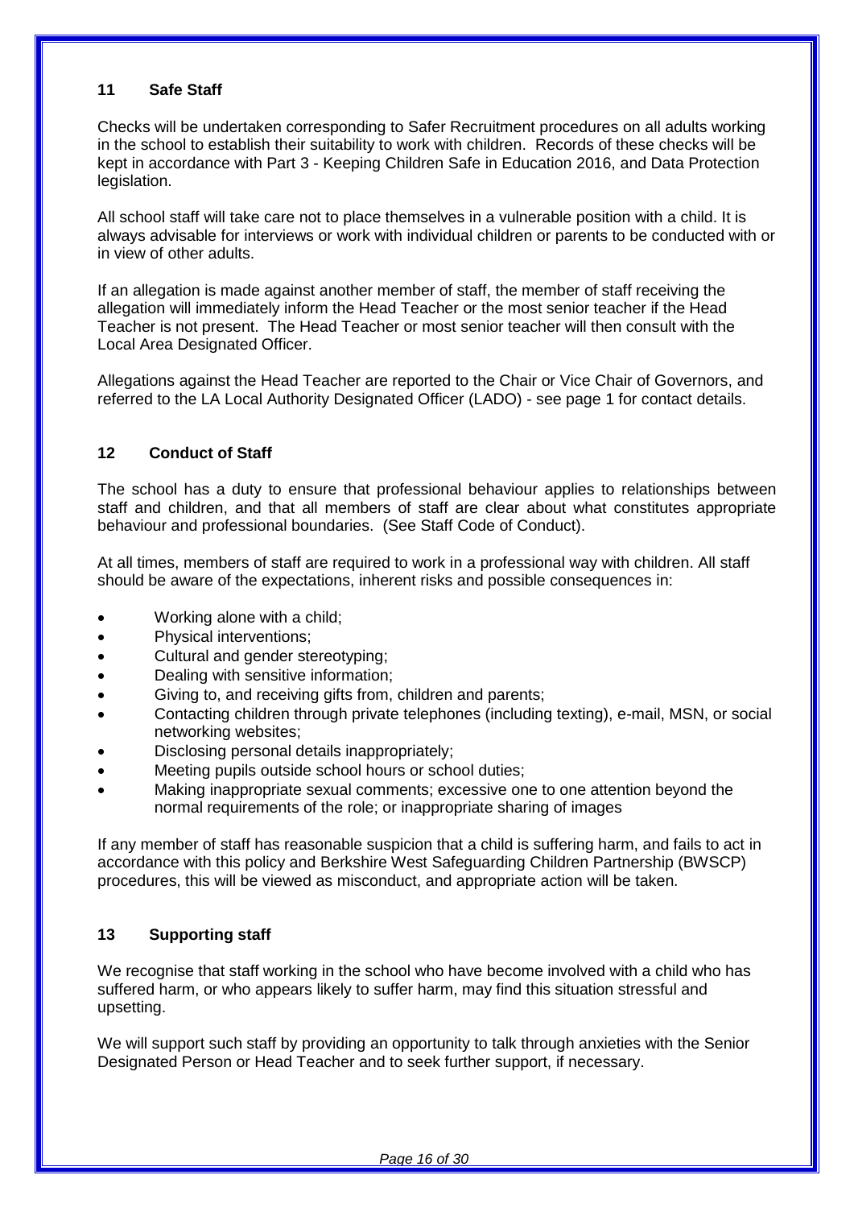## 11 Safe Staff

Checks will be undertaken corresponding to Safer Recruitment procedures on all adults working in the school to establish their suitability to work with children. Records of these checks will be kept in accordance with Part 3 - Keeping Children Safe in Education 2016, and Data Protection legislation.

All school staff will take care not to place themselves in a vulnerable position with a child. It is always advisable for interviews or work with individual children or parents to be conducted with or in view of other adults.

If an allegation is made against another member of staff, the member of staff receiving the allegation will immediately inform the Head Teacher or the most senior teacher if the Head Teacher is not present. The Head Teacher or most senior teacher will then consult with the Local Area Designated Officer.

Allegations against the Head Teacher are reported to the Chair or Vice Chair of Governors, and referred to the LA Local Authority Designated Officer (LADO) - see page 1 for contact details.

## 12 Conduct of Staff

The school has a duty to ensure that professional behaviour applies to relationships between staff and children, and that all members of staff are clear about what constitutes appropriate behaviour and professional boundaries. (See Staff Code of Conduct).

At all times, members of staff are required to work in a professional way with children. All staff should be aware of the expectations, inherent risks and possible consequences in:

- Working alone with a child;
- Physical interventions;
- Cultural and gender stereotyping;
- Dealing with sensitive information;
- Giving to, and receiving gifts from, children and parents;
- Contacting children through private telephones (including texting), e-mail, MSN, or social networking websites;
- Disclosing personal details inappropriately;
- Meeting pupils outside school hours or school duties;
- Making inappropriate sexual comments; excessive one to one attention beyond the normal requirements of the role; or inappropriate sharing of images

If any member of staff has reasonable suspicion that a child is suffering harm, and fails to act in accordance with this policy and Berkshire West Safeguarding Children Partnership (BWSCP) procedures, this will be viewed as misconduct, and appropriate action will be taken.

## 13 Supporting staff

We recognise that staff working in the school who have become involved with a child who has suffered harm, or who appears likely to suffer harm, may find this situation stressful and upsetting.

We will support such staff by providing an opportunity to talk through anxieties with the Senior Designated Person or Head Teacher and to seek further support, if necessary.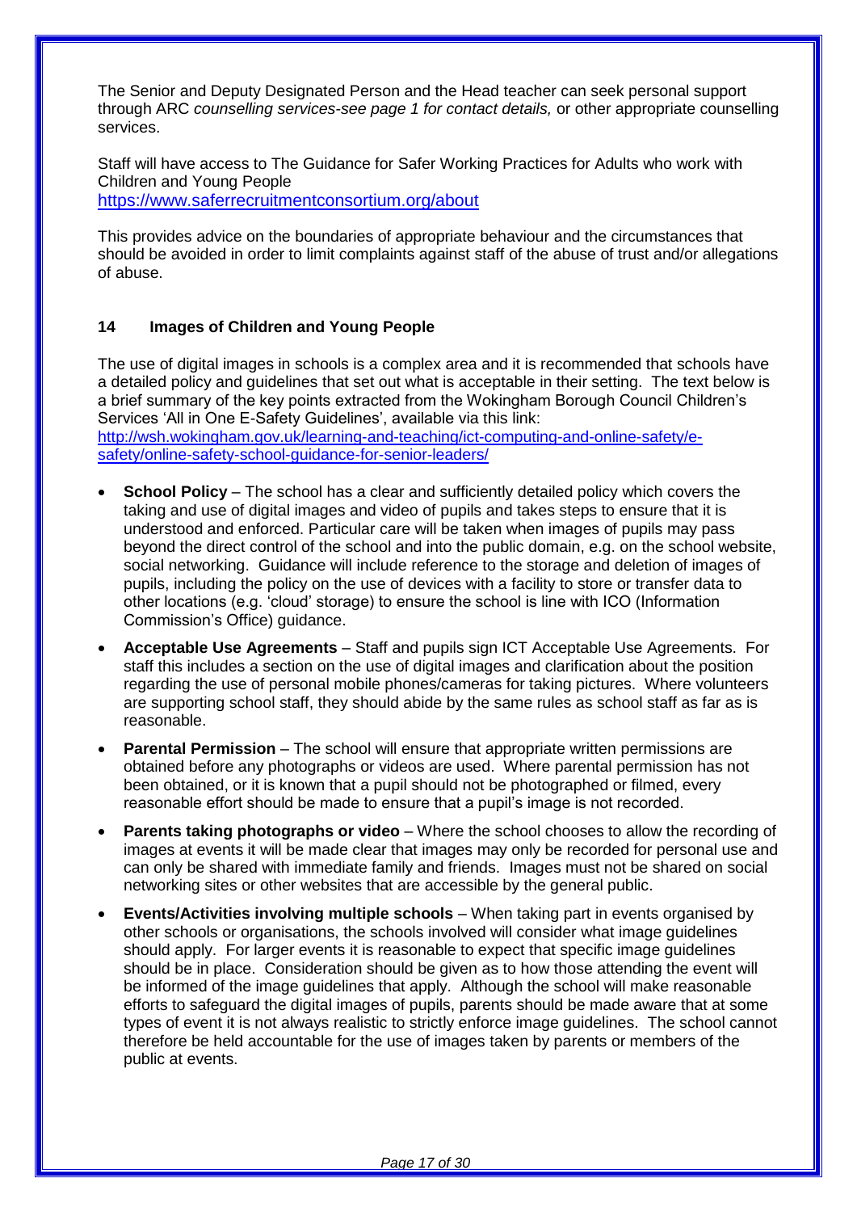The Senior and Deputy Designated Person and the Head teacher can seek personal support through ARC *counselling services-see page 1 for contact details,* or other appropriate counselling services.

Staff will have access to The Guidance for Safer Working Practices for Adults who work with Children and Young People
https://www.saferrecruitmentconsortium.org/about

This provides advice on the boundaries of appropriate behaviour and the circumstances that should be avoided in order to limit complaints against staff of the abuse of trust and/or allegations of abuse.

## 14 Images of Children and Young People

The use of digital images in schools is a complex area and it is recommended that schools have a detailed policy and guidelines that set out what is acceptable in their setting. The text below is a brief summary of the key points extracted from the Wokingham Borough Council Children's Services 'All in One E-Safety Guidelines', available via this link:
http://wsh.wokingham.gov.uk/learning-and-teaching/ict-computing-and-online-safety/e-safety/online-safety-school-guidance-for-senior-leaders/

- **School Policy** – The school has a clear and sufficiently detailed policy which covers the taking and use of digital images and video of pupils and takes steps to ensure that it is understood and enforced. Particular care will be taken when images of pupils may pass beyond the direct control of the school and into the public domain, e.g. on the school website, social networking. Guidance will include reference to the storage and deletion of images of pupils, including the policy on the use of devices with a facility to store or transfer data to other locations (e.g. 'cloud' storage) to ensure the school is line with ICO (Information Commission's Office) guidance.
- **Acceptable Use Agreements** – Staff and pupils sign ICT Acceptable Use Agreements. For staff this includes a section on the use of digital images and clarification about the position regarding the use of personal mobile phones/cameras for taking pictures. Where volunteers are supporting school staff, they should abide by the same rules as school staff as far as is reasonable.
- **Parental Permission** – The school will ensure that appropriate written permissions are obtained before any photographs or videos are used. Where parental permission has not been obtained, or it is known that a pupil should not be photographed or filmed, every reasonable effort should be made to ensure that a pupil's image is not recorded.
- **Parents taking photographs or video** – Where the school chooses to allow the recording of images at events it will be made clear that images may only be recorded for personal use and can only be shared with immediate family and friends. Images must not be shared on social networking sites or other websites that are accessible by the general public.
- **Events/Activities involving multiple schools** – When taking part in events organised by other schools or organisations, the schools involved will consider what image guidelines should apply. For larger events it is reasonable to expect that specific image guidelines should be in place. Consideration should be given as to how those attending the event will be informed of the image guidelines that apply. Although the school will make reasonable efforts to safeguard the digital images of pupils, parents should be made aware that at some types of event it is not always realistic to strictly enforce image guidelines. The school cannot therefore be held accountable for the use of images taken by parents or members of the public at events.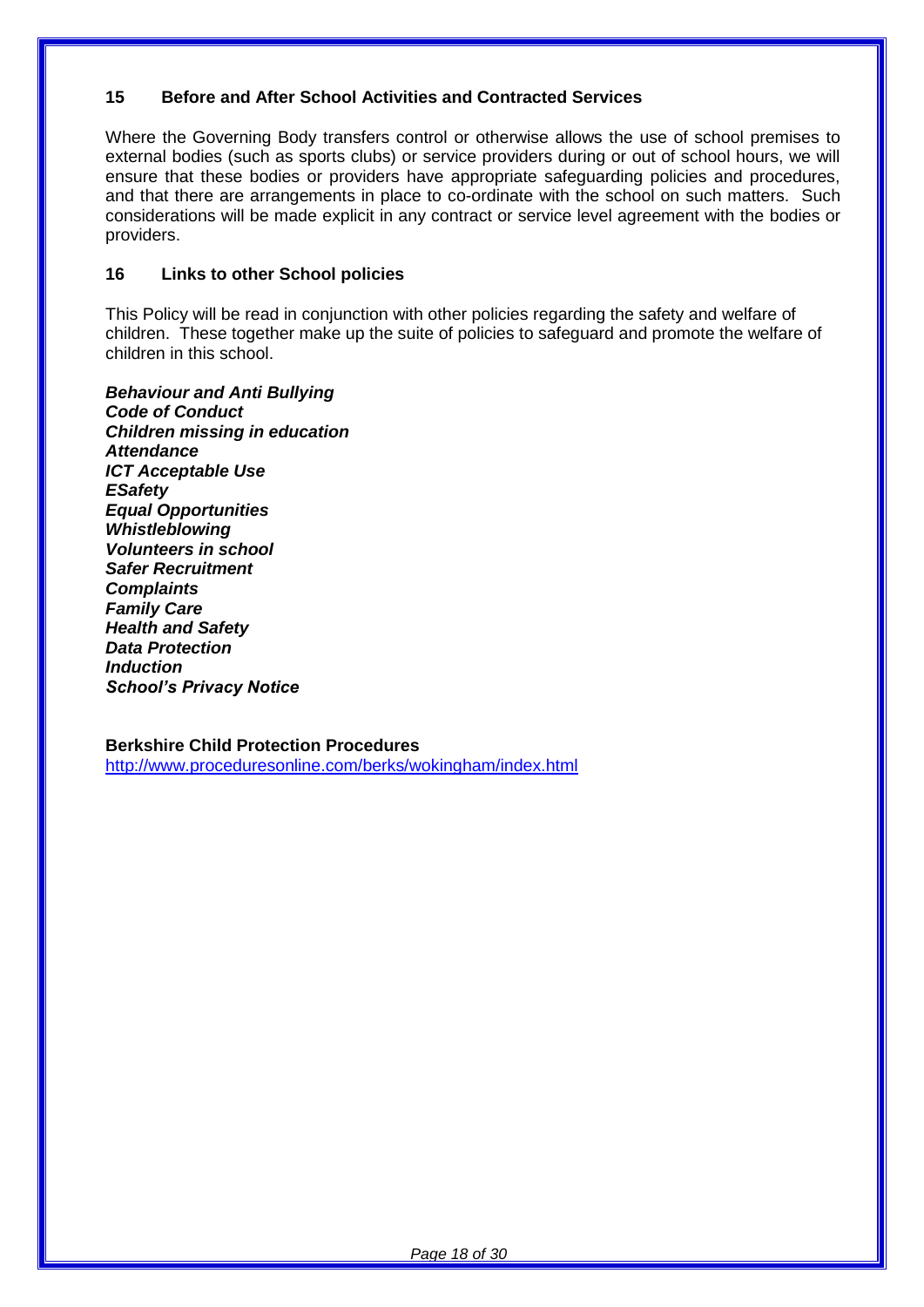## 15 Before and After School Activities and Contracted Services

Where the Governing Body transfers control or otherwise allows the use of school premises to external bodies (such as sports clubs) or service providers during or out of school hours, we will ensure that these bodies or providers have appropriate safeguarding policies and procedures, and that there are arrangements in place to co-ordinate with the school on such matters. Such considerations will be made explicit in any contract or service level agreement with the bodies or providers.

## 16 Links to other School policies

This Policy will be read in conjunction with other policies regarding the safety and welfare of children. These together make up the suite of policies to safeguard and promote the welfare of children in this school.

***Behaviour and Anti Bullying***
***Code of Conduct***
***Children missing in education***
***Attendance***
***ICT Acceptable Use***
***ESafety***
***Equal Opportunities***
***Whistleblowing***
***Volunteers in school***
***Safer Recruitment***
***Complaints***
***Family Care***
***Health and Safety***
***Data Protection***
***Induction***
***School's Privacy Notice***

**Berkshire Child Protection Procedures**
http://www.proceduresonline.com/berks/wokingham/index.html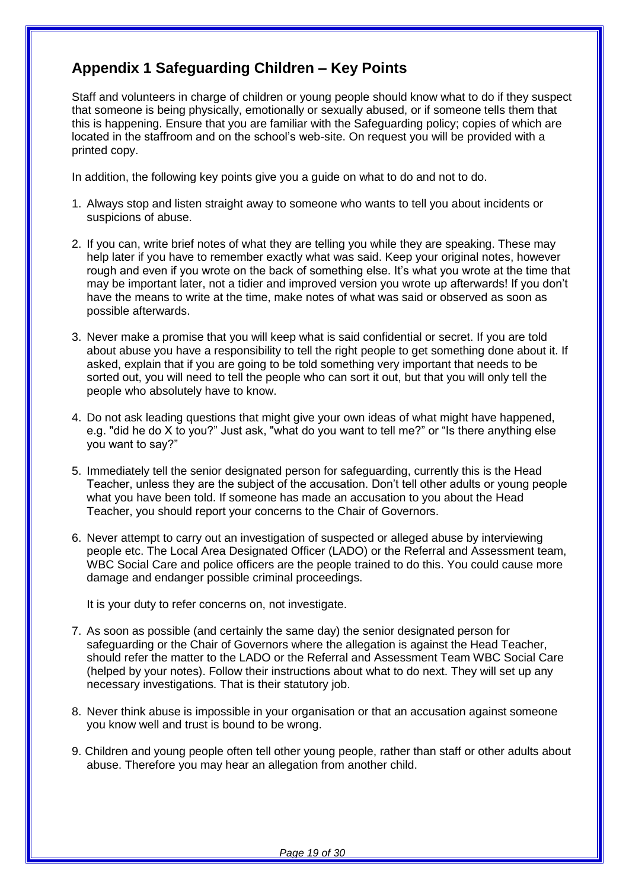## Appendix 1 Safeguarding Children – Key Points

Staff and volunteers in charge of children or young people should know what to do if they suspect that someone is being physically, emotionally or sexually abused, or if someone tells them that this is happening. Ensure that you are familiar with the Safeguarding policy; copies of which are located in the staffroom and on the school's web-site. On request you will be provided with a printed copy.

In addition, the following key points give you a guide on what to do and not to do.

1. Always stop and listen straight away to someone who wants to tell you about incidents or suspicions of abuse.

2. If you can, write brief notes of what they are telling you while they are speaking. These may help later if you have to remember exactly what was said. Keep your original notes, however rough and even if you wrote on the back of something else. It's what you wrote at the time that may be important later, not a tidier and improved version you wrote up afterwards! If you don't have the means to write at the time, make notes of what was said or observed as soon as possible afterwards.

3. Never make a promise that you will keep what is said confidential or secret. If you are told about abuse you have a responsibility to tell the right people to get something done about it. If asked, explain that if you are going to be told something very important that needs to be sorted out, you will need to tell the people who can sort it out, but that you will only tell the people who absolutely have to know.

4. Do not ask leading questions that might give your own ideas of what might have happened, e.g. "did he do X to you?" Just ask, "what do you want to tell me?" or "Is there anything else you want to say?"

5. Immediately tell the senior designated person for safeguarding, currently this is the Head Teacher, unless they are the subject of the accusation. Don't tell other adults or young people what you have been told. If someone has made an accusation to you about the Head Teacher, you should report your concerns to the Chair of Governors.

6. Never attempt to carry out an investigation of suspected or alleged abuse by interviewing people etc. The Local Area Designated Officer (LADO) or the Referral and Assessment team, WBC Social Care and police officers are the people trained to do this. You could cause more damage and endanger possible criminal proceedings.

   It is your duty to refer concerns on, not investigate.

7. As soon as possible (and certainly the same day) the senior designated person for safeguarding or the Chair of Governors where the allegation is against the Head Teacher, should refer the matter to the LADO or the Referral and Assessment Team WBC Social Care (helped by your notes). Follow their instructions about what to do next. They will set up any necessary investigations. That is their statutory job.

8. Never think abuse is impossible in your organisation or that an accusation against someone you know well and trust is bound to be wrong.

9. Children and young people often tell other young people, rather than staff or other adults about abuse. Therefore you may hear an allegation from another child.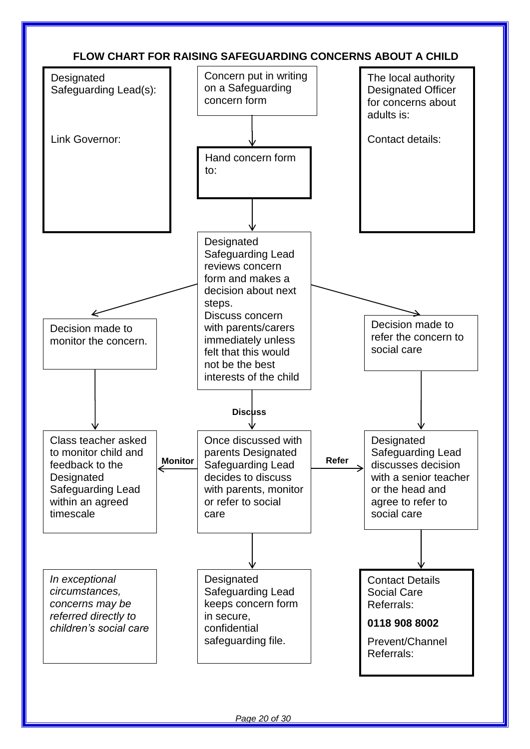# FLOW CHART FOR RAISING SAFEGUARDING CONCERNS ABOUT A CHILD

Designated Safeguarding Lead(s):

Link Governor:

Concern put in writing on a Safeguarding concern form

↓

Hand concern form to:

↓

Designated Safeguarding Lead reviews concern form and makes a decision about next steps.
Discuss concern with parents/carers immediately unless felt that this would not be the best interests of the child

The local authority Designated Officer for concerns about adults is:

Contact details:

Decision made to monitor the concern.

↓

Class teacher asked to monitor child and feedback to the Designated Safeguarding Lead within an agreed timescale

**Discuss**

↓

Once discussed with parents Designated Safeguarding Lead decides to discuss with parents, monitor or refer to social care

**Monitor** → Class teacher asked to monitor child and feedback to the Designated Safeguarding Lead within an agreed timescale

**Refer** → Designated Safeguarding Lead discusses decision with a senior teacher or the head and agree to refer to social care

↓

Designated Safeguarding Lead keeps concern form in secure, confidential safeguarding file.

Decision made to refer the concern to social care

↓

Designated Safeguarding Lead discusses decision with a senior teacher or the head and agree to refer to social care

↓

Contact Details Social Care Referrals:

**0118 908 8002**

Prevent/Channel Referrals:

*In exceptional circumstances, concerns may be referred directly to children's social care*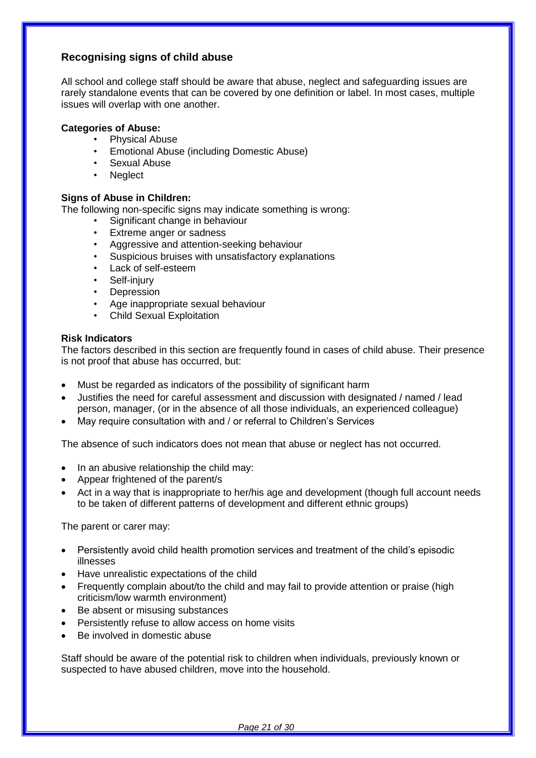## Recognising signs of child abuse

All school and college staff should be aware that abuse, neglect and safeguarding issues are rarely standalone events that can be covered by one definition or label. In most cases, multiple issues will overlap with one another.

**Categories of Abuse:**

- Physical Abuse
- Emotional Abuse (including Domestic Abuse)
- Sexual Abuse
- Neglect

**Signs of Abuse in Children:**

The following non-specific signs may indicate something is wrong:

- Significant change in behaviour
- Extreme anger or sadness
- Aggressive and attention-seeking behaviour
- Suspicious bruises with unsatisfactory explanations
- Lack of self-esteem
- Self-injury
- Depression
- Age inappropriate sexual behaviour
- Child Sexual Exploitation

**Risk Indicators**

The factors described in this section are frequently found in cases of child abuse. Their presence is not proof that abuse has occurred, but:

- Must be regarded as indicators of the possibility of significant harm
- Justifies the need for careful assessment and discussion with designated / named / lead person, manager, (or in the absence of all those individuals, an experienced colleague)
- May require consultation with and / or referral to Children's Services

The absence of such indicators does not mean that abuse or neglect has not occurred.

- In an abusive relationship the child may:
- Appear frightened of the parent/s
- Act in a way that is inappropriate to her/his age and development (though full account needs to be taken of different patterns of development and different ethnic groups)

The parent or carer may:

- Persistently avoid child health promotion services and treatment of the child's episodic illnesses
- Have unrealistic expectations of the child
- Frequently complain about/to the child and may fail to provide attention or praise (high criticism/low warmth environment)
- Be absent or misusing substances
- Persistently refuse to allow access on home visits
- Be involved in domestic abuse

Staff should be aware of the potential risk to children when individuals, previously known or suspected to have abused children, move into the household.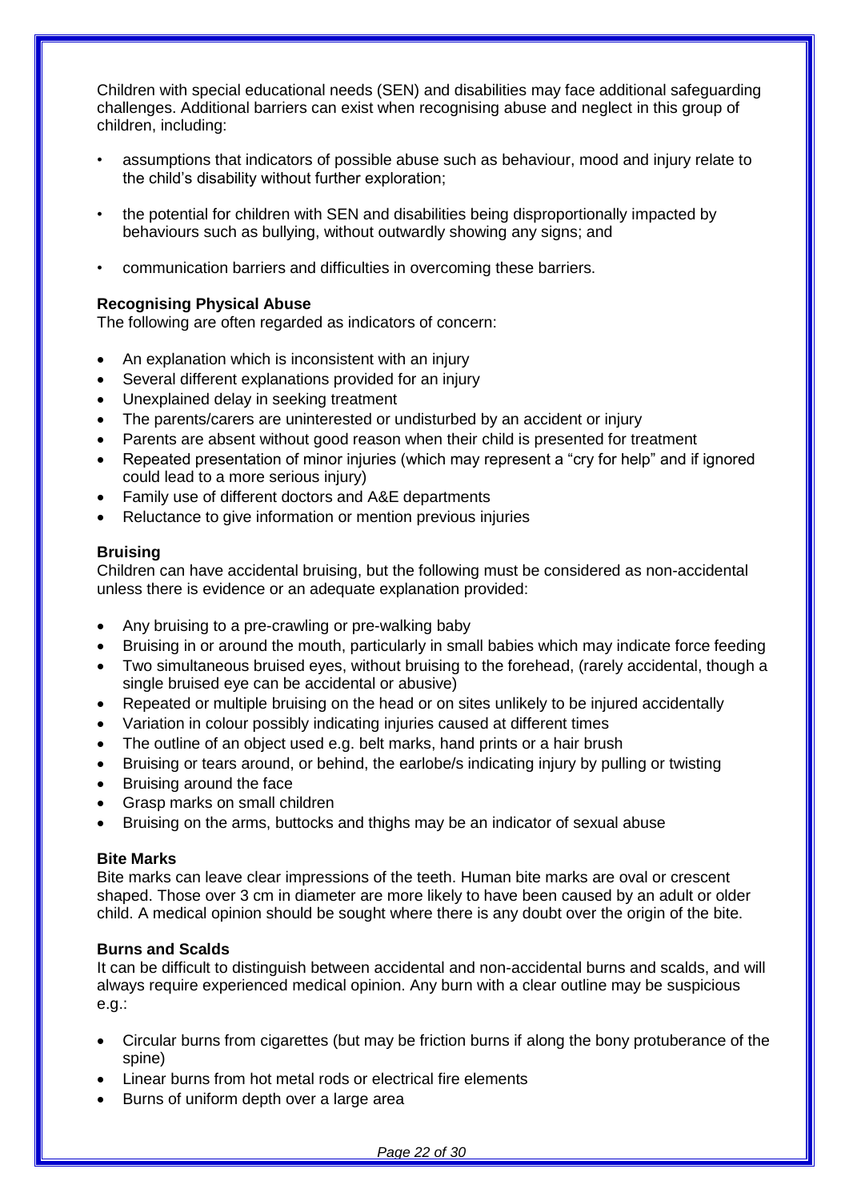Children with special educational needs (SEN) and disabilities may face additional safeguarding challenges. Additional barriers can exist when recognising abuse and neglect in this group of children, including:

- assumptions that indicators of possible abuse such as behaviour, mood and injury relate to the child's disability without further exploration;
- the potential for children with SEN and disabilities being disproportionally impacted by behaviours such as bullying, without outwardly showing any signs; and
- communication barriers and difficulties in overcoming these barriers.

**Recognising Physical Abuse**

The following are often regarded as indicators of concern:

- An explanation which is inconsistent with an injury
- Several different explanations provided for an injury
- Unexplained delay in seeking treatment
- The parents/carers are uninterested or undisturbed by an accident or injury
- Parents are absent without good reason when their child is presented for treatment
- Repeated presentation of minor injuries (which may represent a "cry for help" and if ignored could lead to a more serious injury)
- Family use of different doctors and A&E departments
- Reluctance to give information or mention previous injuries

**Bruising**

Children can have accidental bruising, but the following must be considered as non-accidental unless there is evidence or an adequate explanation provided:

- Any bruising to a pre-crawling or pre-walking baby
- Bruising in or around the mouth, particularly in small babies which may indicate force feeding
- Two simultaneous bruised eyes, without bruising to the forehead, (rarely accidental, though a single bruised eye can be accidental or abusive)
- Repeated or multiple bruising on the head or on sites unlikely to be injured accidentally
- Variation in colour possibly indicating injuries caused at different times
- The outline of an object used e.g. belt marks, hand prints or a hair brush
- Bruising or tears around, or behind, the earlobe/s indicating injury by pulling or twisting
- Bruising around the face
- Grasp marks on small children
- Bruising on the arms, buttocks and thighs may be an indicator of sexual abuse

**Bite Marks**

Bite marks can leave clear impressions of the teeth. Human bite marks are oval or crescent shaped. Those over 3 cm in diameter are more likely to have been caused by an adult or older child. A medical opinion should be sought where there is any doubt over the origin of the bite.

**Burns and Scalds**

It can be difficult to distinguish between accidental and non-accidental burns and scalds, and will always require experienced medical opinion. Any burn with a clear outline may be suspicious e.g.:

- Circular burns from cigarettes (but may be friction burns if along the bony protuberance of the spine)
- Linear burns from hot metal rods or electrical fire elements
- Burns of uniform depth over a large area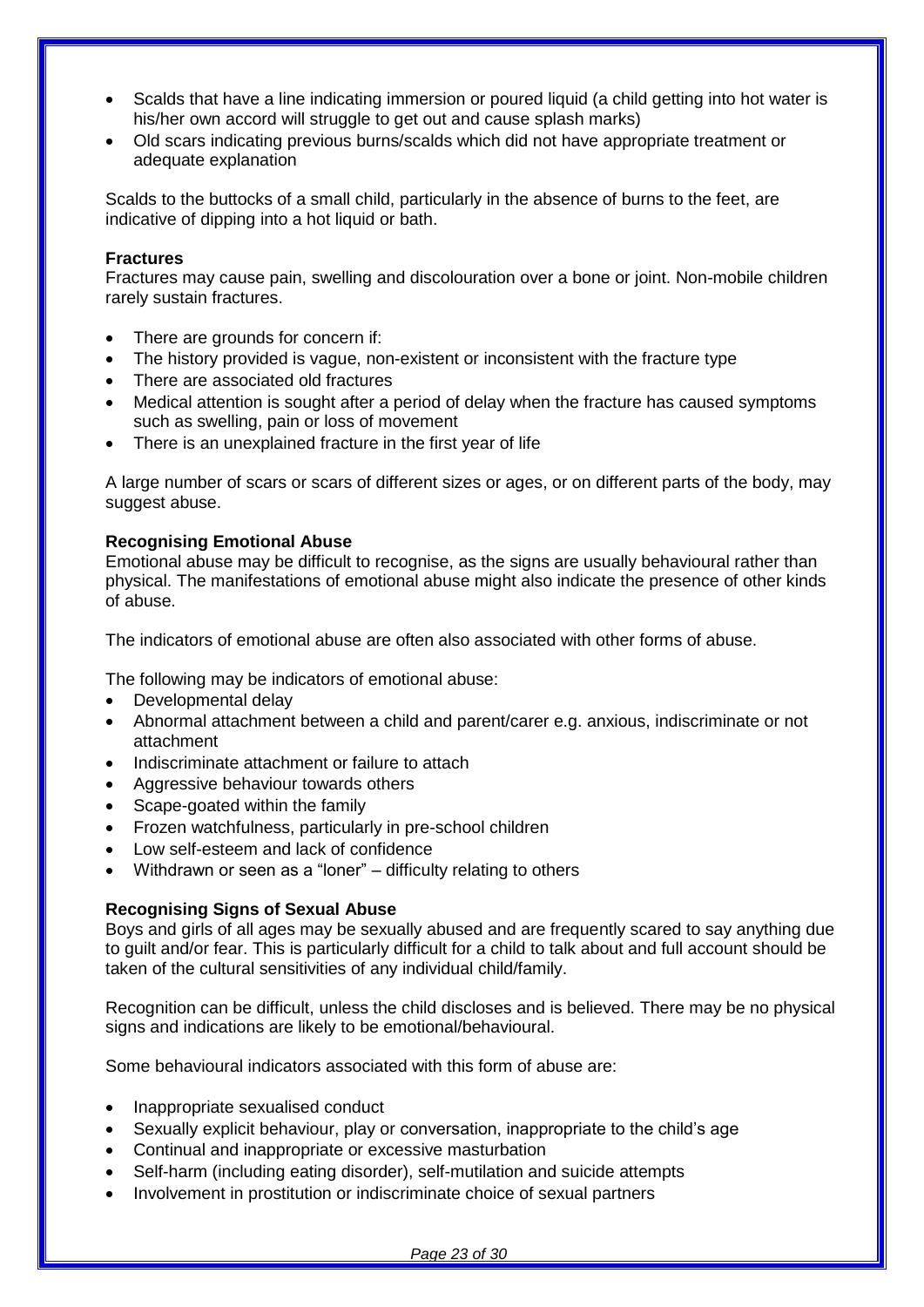- Scalds that have a line indicating immersion or poured liquid (a child getting into hot water is his/her own accord will struggle to get out and cause splash marks)
- Old scars indicating previous burns/scalds which did not have appropriate treatment or adequate explanation

Scalds to the buttocks of a small child, particularly in the absence of burns to the feet, are indicative of dipping into a hot liquid or bath.

**Fractures**
Fractures may cause pain, swelling and discolouration over a bone or joint. Non-mobile children rarely sustain fractures.

- There are grounds for concern if:
- The history provided is vague, non-existent or inconsistent with the fracture type
- There are associated old fractures
- Medical attention is sought after a period of delay when the fracture has caused symptoms such as swelling, pain or loss of movement
- There is an unexplained fracture in the first year of life

A large number of scars or scars of different sizes or ages, or on different parts of the body, may suggest abuse.

**Recognising Emotional Abuse**
Emotional abuse may be difficult to recognise, as the signs are usually behavioural rather than physical. The manifestations of emotional abuse might also indicate the presence of other kinds of abuse.

The indicators of emotional abuse are often also associated with other forms of abuse.

The following may be indicators of emotional abuse:

- Developmental delay
- Abnormal attachment between a child and parent/carer e.g. anxious, indiscriminate or not attachment
- Indiscriminate attachment or failure to attach
- Aggressive behaviour towards others
- Scape-goated within the family
- Frozen watchfulness, particularly in pre-school children
- Low self-esteem and lack of confidence
- Withdrawn or seen as a "loner" – difficulty relating to others

**Recognising Signs of Sexual Abuse**
Boys and girls of all ages may be sexually abused and are frequently scared to say anything due to guilt and/or fear. This is particularly difficult for a child to talk about and full account should be taken of the cultural sensitivities of any individual child/family.

Recognition can be difficult, unless the child discloses and is believed. There may be no physical signs and indications are likely to be emotional/behavioural.

Some behavioural indicators associated with this form of abuse are:

- Inappropriate sexualised conduct
- Sexually explicit behaviour, play or conversation, inappropriate to the child's age
- Continual and inappropriate or excessive masturbation
- Self-harm (including eating disorder), self-mutilation and suicide attempts
- Involvement in prostitution or indiscriminate choice of sexual partners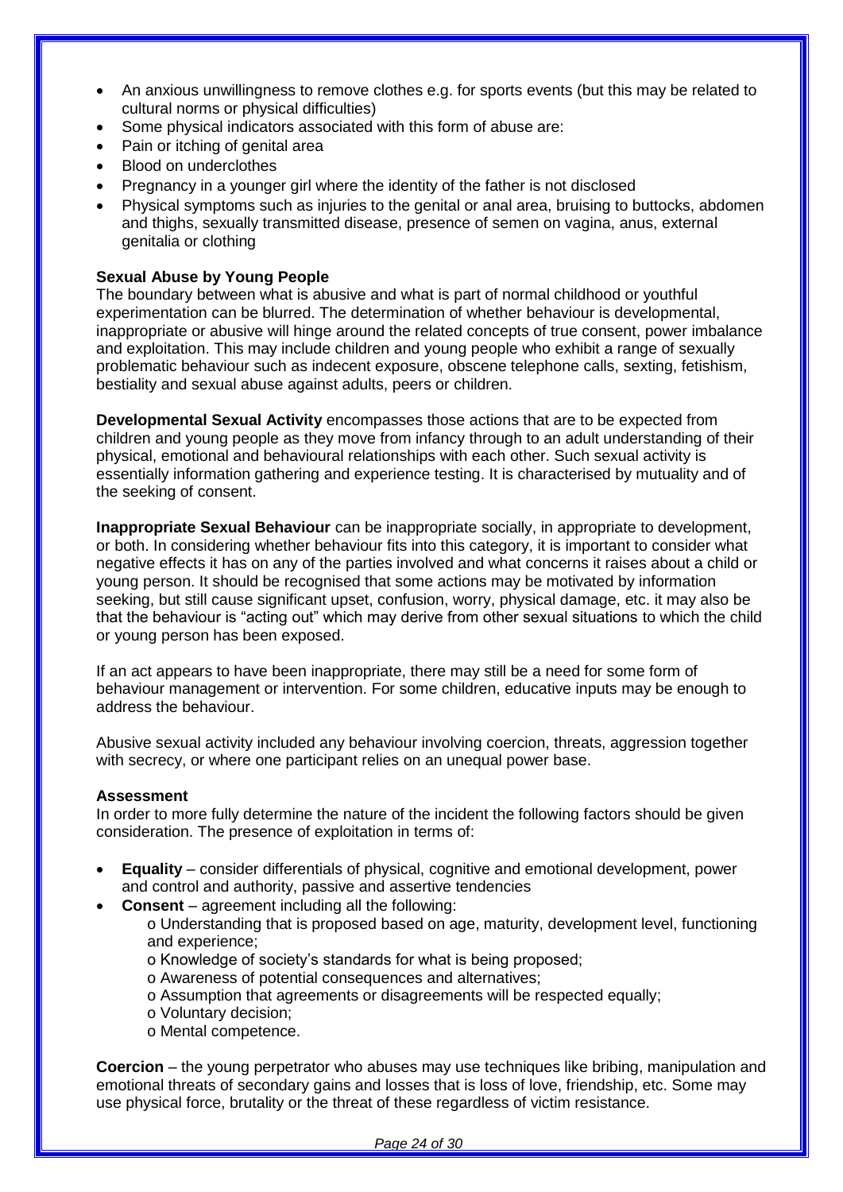- An anxious unwillingness to remove clothes e.g. for sports events (but this may be related to cultural norms or physical difficulties)
- Some physical indicators associated with this form of abuse are:
- Pain or itching of genital area
- Blood on underclothes
- Pregnancy in a younger girl where the identity of the father is not disclosed
- Physical symptoms such as injuries to the genital or anal area, bruising to buttocks, abdomen and thighs, sexually transmitted disease, presence of semen on vagina, anus, external genitalia or clothing

**Sexual Abuse by Young People**

The boundary between what is abusive and what is part of normal childhood or youthful experimentation can be blurred. The determination of whether behaviour is developmental, inappropriate or abusive will hinge around the related concepts of true consent, power imbalance and exploitation. This may include children and young people who exhibit a range of sexually problematic behaviour such as indecent exposure, obscene telephone calls, sexting, fetishism, bestiality and sexual abuse against adults, peers or children.

**Developmental Sexual Activity** encompasses those actions that are to be expected from children and young people as they move from infancy through to an adult understanding of their physical, emotional and behavioural relationships with each other. Such sexual activity is essentially information gathering and experience testing. It is characterised by mutuality and of the seeking of consent.

**Inappropriate Sexual Behaviour** can be inappropriate socially, in appropriate to development, or both. In considering whether behaviour fits into this category, it is important to consider what negative effects it has on any of the parties involved and what concerns it raises about a child or young person. It should be recognised that some actions may be motivated by information seeking, but still cause significant upset, confusion, worry, physical damage, etc. it may also be that the behaviour is "acting out" which may derive from other sexual situations to which the child or young person has been exposed.

If an act appears to have been inappropriate, there may still be a need for some form of behaviour management or intervention. For some children, educative inputs may be enough to address the behaviour.

Abusive sexual activity included any behaviour involving coercion, threats, aggression together with secrecy, or where one participant relies on an unequal power base.

**Assessment**

In order to more fully determine the nature of the incident the following factors should be given consideration. The presence of exploitation in terms of:

- **Equality** – consider differentials of physical, cognitive and emotional development, power and control and authority, passive and assertive tendencies
- **Consent** – agreement including all the following:
  - Understanding that is proposed based on age, maturity, development level, functioning and experience;
  - Knowledge of society's standards for what is being proposed;
  - Awareness of potential consequences and alternatives;
  - Assumption that agreements or disagreements will be respected equally;
  - Voluntary decision;
  - Mental competence.

**Coercion** – the young perpetrator who abuses may use techniques like bribing, manipulation and emotional threats of secondary gains and losses that is loss of love, friendship, etc. Some may use physical force, brutality or the threat of these regardless of victim resistance.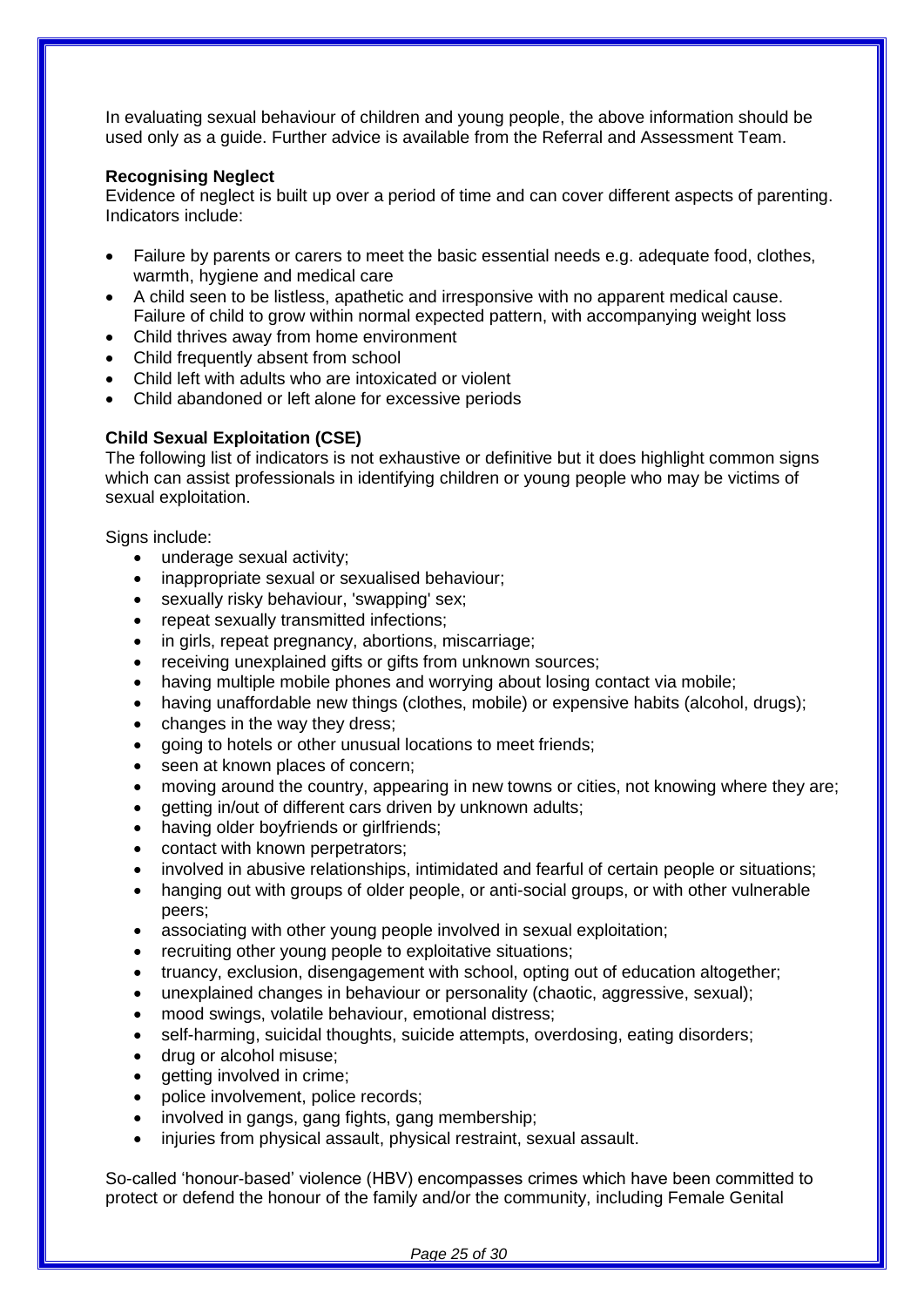In evaluating sexual behaviour of children and young people, the above information should be used only as a guide. Further advice is available from the Referral and Assessment Team.

**Recognising Neglect**
Evidence of neglect is built up over a period of time and can cover different aspects of parenting. Indicators include:

- Failure by parents or carers to meet the basic essential needs e.g. adequate food, clothes, warmth, hygiene and medical care
- A child seen to be listless, apathetic and irresponsive with no apparent medical cause. Failure of child to grow within normal expected pattern, with accompanying weight loss
- Child thrives away from home environment
- Child frequently absent from school
- Child left with adults who are intoxicated or violent
- Child abandoned or left alone for excessive periods

**Child Sexual Exploitation (CSE)**
The following list of indicators is not exhaustive or definitive but it does highlight common signs which can assist professionals in identifying children or young people who may be victims of sexual exploitation.

Signs include:

- underage sexual activity;
- inappropriate sexual or sexualised behaviour;
- sexually risky behaviour, 'swapping' sex;
- repeat sexually transmitted infections;
- in girls, repeat pregnancy, abortions, miscarriage;
- receiving unexplained gifts or gifts from unknown sources;
- having multiple mobile phones and worrying about losing contact via mobile;
- having unaffordable new things (clothes, mobile) or expensive habits (alcohol, drugs);
- changes in the way they dress;
- going to hotels or other unusual locations to meet friends;
- seen at known places of concern;
- moving around the country, appearing in new towns or cities, not knowing where they are;
- getting in/out of different cars driven by unknown adults;
- having older boyfriends or girlfriends;
- contact with known perpetrators;
- involved in abusive relationships, intimidated and fearful of certain people or situations;
- hanging out with groups of older people, or anti-social groups, or with other vulnerable peers;
- associating with other young people involved in sexual exploitation;
- recruiting other young people to exploitative situations;
- truancy, exclusion, disengagement with school, opting out of education altogether;
- unexplained changes in behaviour or personality (chaotic, aggressive, sexual);
- mood swings, volatile behaviour, emotional distress;
- self-harming, suicidal thoughts, suicide attempts, overdosing, eating disorders;
- drug or alcohol misuse;
- getting involved in crime;
- police involvement, police records;
- involved in gangs, gang fights, gang membership;
- injuries from physical assault, physical restraint, sexual assault.

So-called 'honour-based' violence (HBV) encompasses crimes which have been committed to protect or defend the honour of the family and/or the community, including Female Genital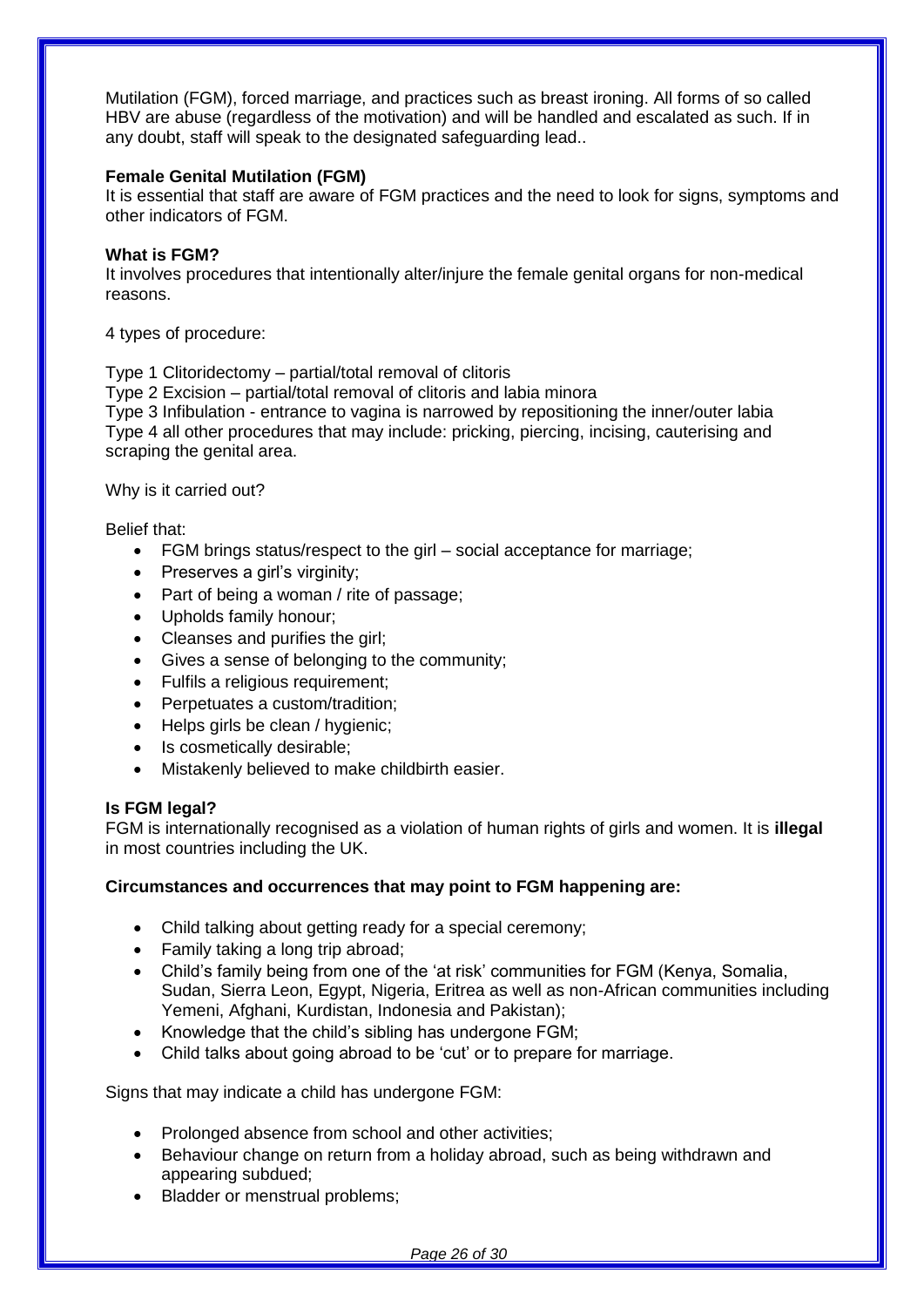Mutilation (FGM), forced marriage, and practices such as breast ironing. All forms of so called HBV are abuse (regardless of the motivation) and will be handled and escalated as such. If in any doubt, staff will speak to the designated safeguarding lead..

**Female Genital Mutilation (FGM)**
It is essential that staff are aware of FGM practices and the need to look for signs, symptoms and other indicators of FGM.

**What is FGM?**
It involves procedures that intentionally alter/injure the female genital organs for non-medical reasons.

4 types of procedure:

Type 1 Clitoridectomy – partial/total removal of clitoris
Type 2 Excision – partial/total removal of clitoris and labia minora
Type 3 Infibulation - entrance to vagina is narrowed by repositioning the inner/outer labia
Type 4 all other procedures that may include: pricking, piercing, incising, cauterising and scraping the genital area.

Why is it carried out?

Belief that:

- FGM brings status/respect to the girl – social acceptance for marriage;
- Preserves a girl's virginity;
- Part of being a woman / rite of passage;
- Upholds family honour;
- Cleanses and purifies the girl;
- Gives a sense of belonging to the community;
- Fulfils a religious requirement;
- Perpetuates a custom/tradition;
- Helps girls be clean / hygienic;
- Is cosmetically desirable;
- Mistakenly believed to make childbirth easier.

**Is FGM legal?**
FGM is internationally recognised as a violation of human rights of girls and women. It is **illegal** in most countries including the UK.

**Circumstances and occurrences that may point to FGM happening are:**

- Child talking about getting ready for a special ceremony;
- Family taking a long trip abroad;
- Child's family being from one of the 'at risk' communities for FGM (Kenya, Somalia, Sudan, Sierra Leon, Egypt, Nigeria, Eritrea as well as non-African communities including Yemeni, Afghani, Kurdistan, Indonesia and Pakistan);
- Knowledge that the child's sibling has undergone FGM;
- Child talks about going abroad to be 'cut' or to prepare for marriage.

Signs that may indicate a child has undergone FGM:

- Prolonged absence from school and other activities;
- Behaviour change on return from a holiday abroad, such as being withdrawn and appearing subdued;
- Bladder or menstrual problems;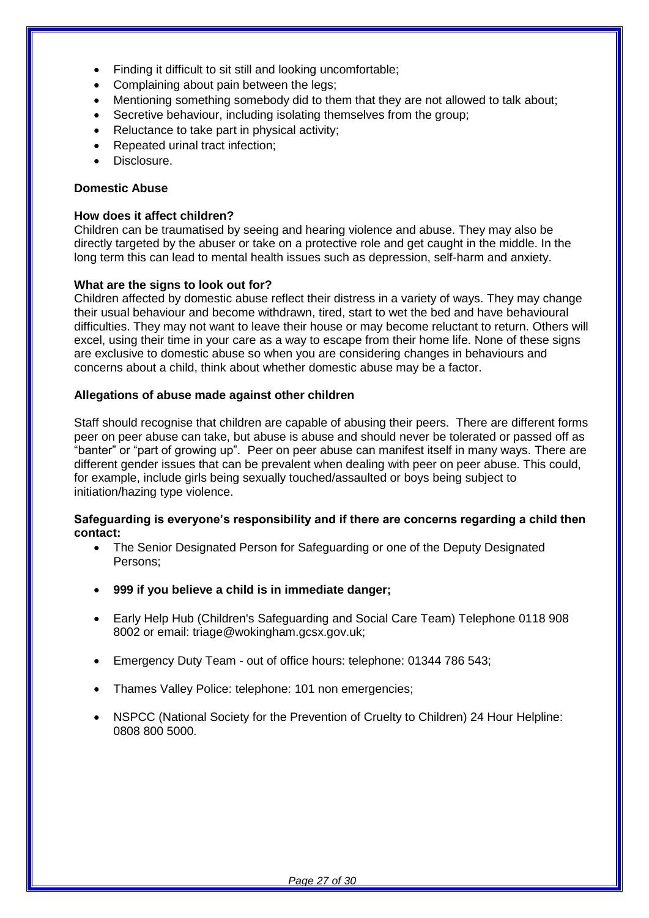- Finding it difficult to sit still and looking uncomfortable;
- Complaining about pain between the legs;
- Mentioning something somebody did to them that they are not allowed to talk about;
- Secretive behaviour, including isolating themselves from the group;
- Reluctance to take part in physical activity;
- Repeated urinal tract infection;
- Disclosure.

**Domestic Abuse**

**How does it affect children?**

Children can be traumatised by seeing and hearing violence and abuse. They may also be directly targeted by the abuser or take on a protective role and get caught in the middle. In the long term this can lead to mental health issues such as depression, self-harm and anxiety.

**What are the signs to look out for?**

Children affected by domestic abuse reflect their distress in a variety of ways. They may change their usual behaviour and become withdrawn, tired, start to wet the bed and have behavioural difficulties. They may not want to leave their house or may become reluctant to return. Others will excel, using their time in your care as a way to escape from their home life. None of these signs are exclusive to domestic abuse so when you are considering changes in behaviours and concerns about a child, think about whether domestic abuse may be a factor.

**Allegations of abuse made against other children**

Staff should recognise that children are capable of abusing their peers. There are different forms peer on peer abuse can take, but abuse is abuse and should never be tolerated or passed off as "banter" or "part of growing up". Peer on peer abuse can manifest itself in many ways. There are different gender issues that can be prevalent when dealing with peer on peer abuse. This could, for example, include girls being sexually touched/assaulted or boys being subject to initiation/hazing type violence.

**Safeguarding is everyone's responsibility and if there are concerns regarding a child then contact:**

- The Senior Designated Person for Safeguarding or one of the Deputy Designated Persons;
- **999 if you believe a child is in immediate danger;**
- Early Help Hub (Children's Safeguarding and Social Care Team) Telephone 0118 908 8002 or email: triage@wokingham.gcsx.gov.uk;
- Emergency Duty Team - out of office hours: telephone: 01344 786 543;
- Thames Valley Police: telephone: 101 non emergencies;
- NSPCC (National Society for the Prevention of Cruelty to Children) 24 Hour Helpline: 0808 800 5000.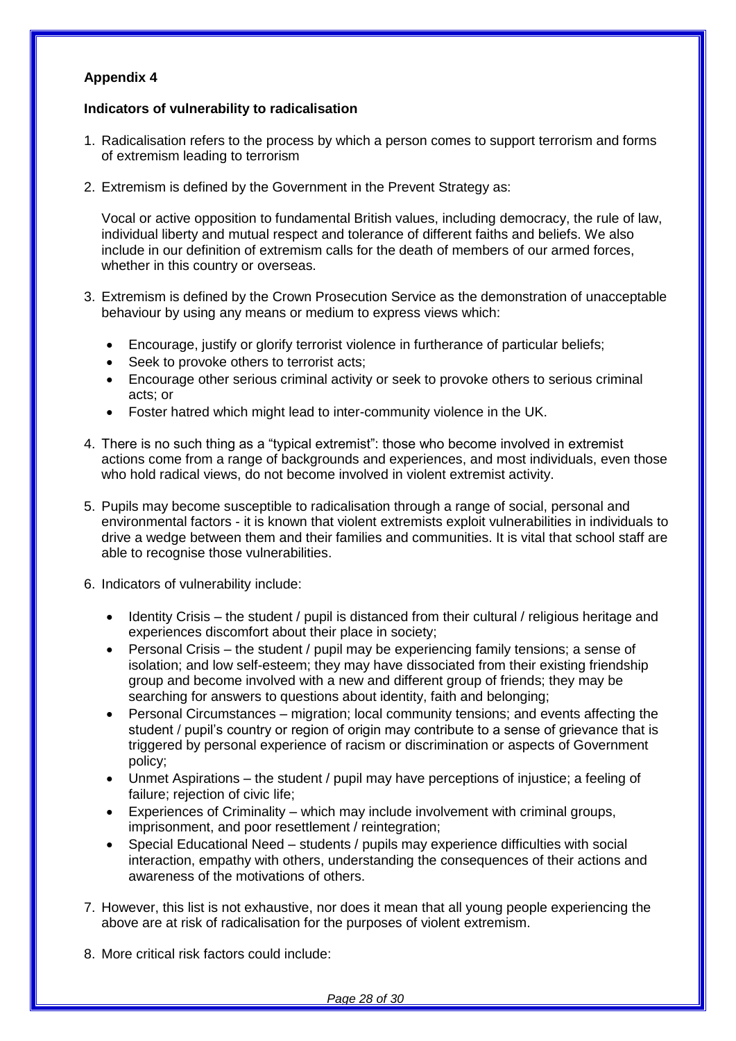**Appendix 4**

**Indicators of vulnerability to radicalisation**

1. Radicalisation refers to the process by which a person comes to support terrorism and forms of extremism leading to terrorism

2. Extremism is defined by the Government in the Prevent Strategy as:

   Vocal or active opposition to fundamental British values, including democracy, the rule of law, individual liberty and mutual respect and tolerance of different faiths and beliefs. We also include in our definition of extremism calls for the death of members of our armed forces, whether in this country or overseas.

3. Extremism is defined by the Crown Prosecution Service as the demonstration of unacceptable behaviour by using any means or medium to express views which:

   - Encourage, justify or glorify terrorist violence in furtherance of particular beliefs;
   - Seek to provoke others to terrorist acts;
   - Encourage other serious criminal activity or seek to provoke others to serious criminal acts; or
   - Foster hatred which might lead to inter-community violence in the UK.

4. There is no such thing as a "typical extremist": those who become involved in extremist actions come from a range of backgrounds and experiences, and most individuals, even those who hold radical views, do not become involved in violent extremist activity.

5. Pupils may become susceptible to radicalisation through a range of social, personal and environmental factors - it is known that violent extremists exploit vulnerabilities in individuals to drive a wedge between them and their families and communities. It is vital that school staff are able to recognise those vulnerabilities.

6. Indicators of vulnerability include:

   - Identity Crisis – the student / pupil is distanced from their cultural / religious heritage and experiences discomfort about their place in society;
   - Personal Crisis – the student / pupil may be experiencing family tensions; a sense of isolation; and low self-esteem; they may have dissociated from their existing friendship group and become involved with a new and different group of friends; they may be searching for answers to questions about identity, faith and belonging;
   - Personal Circumstances – migration; local community tensions; and events affecting the student / pupil's country or region of origin may contribute to a sense of grievance that is triggered by personal experience of racism or discrimination or aspects of Government policy;
   - Unmet Aspirations – the student / pupil may have perceptions of injustice; a feeling of failure; rejection of civic life;
   - Experiences of Criminality – which may include involvement with criminal groups, imprisonment, and poor resettlement / reintegration;
   - Special Educational Need – students / pupils may experience difficulties with social interaction, empathy with others, understanding the consequences of their actions and awareness of the motivations of others.

7. However, this list is not exhaustive, nor does it mean that all young people experiencing the above are at risk of radicalisation for the purposes of violent extremism.

8. More critical risk factors could include: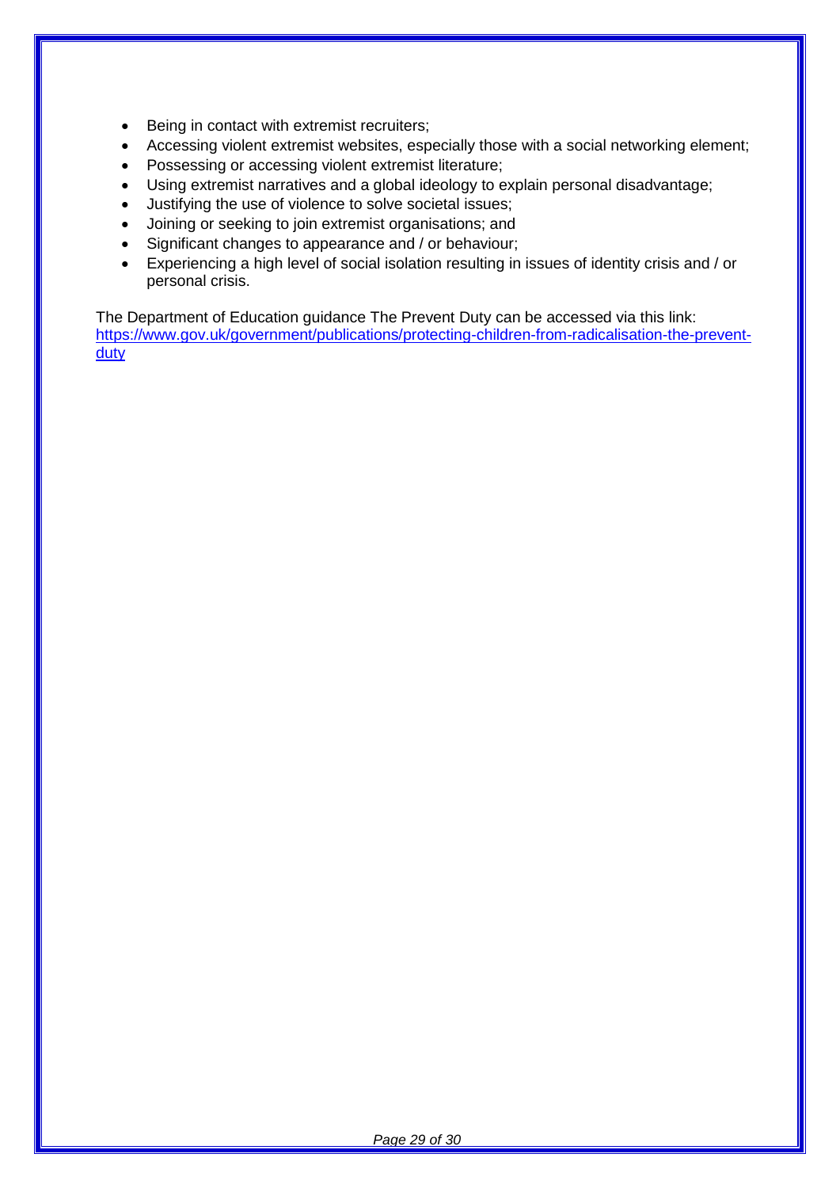- Being in contact with extremist recruiters;
- Accessing violent extremist websites, especially those with a social networking element;
- Possessing or accessing violent extremist literature;
- Using extremist narratives and a global ideology to explain personal disadvantage;
- Justifying the use of violence to solve societal issues;
- Joining or seeking to join extremist organisations; and
- Significant changes to appearance and / or behaviour;
- Experiencing a high level of social isolation resulting in issues of identity crisis and / or personal crisis.

The Department of Education guidance The Prevent Duty can be accessed via this link: [https://www.gov.uk/government/publications/protecting-children-from-radicalisation-the-prevent-duty](https://www.gov.uk/government/publications/protecting-children-from-radicalisation-the-prevent-duty)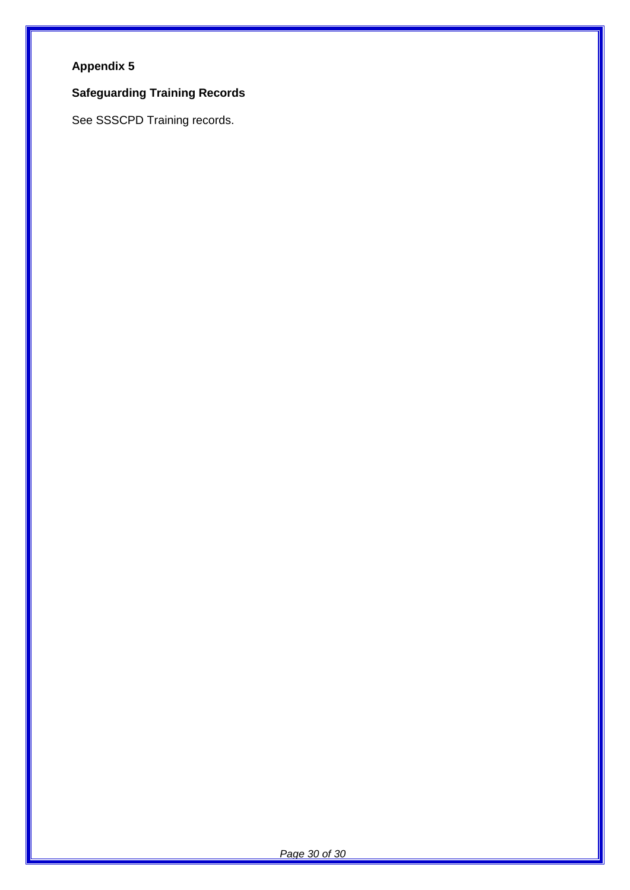**Appendix 5**

**Safeguarding Training Records**

See SSSCPD Training records.